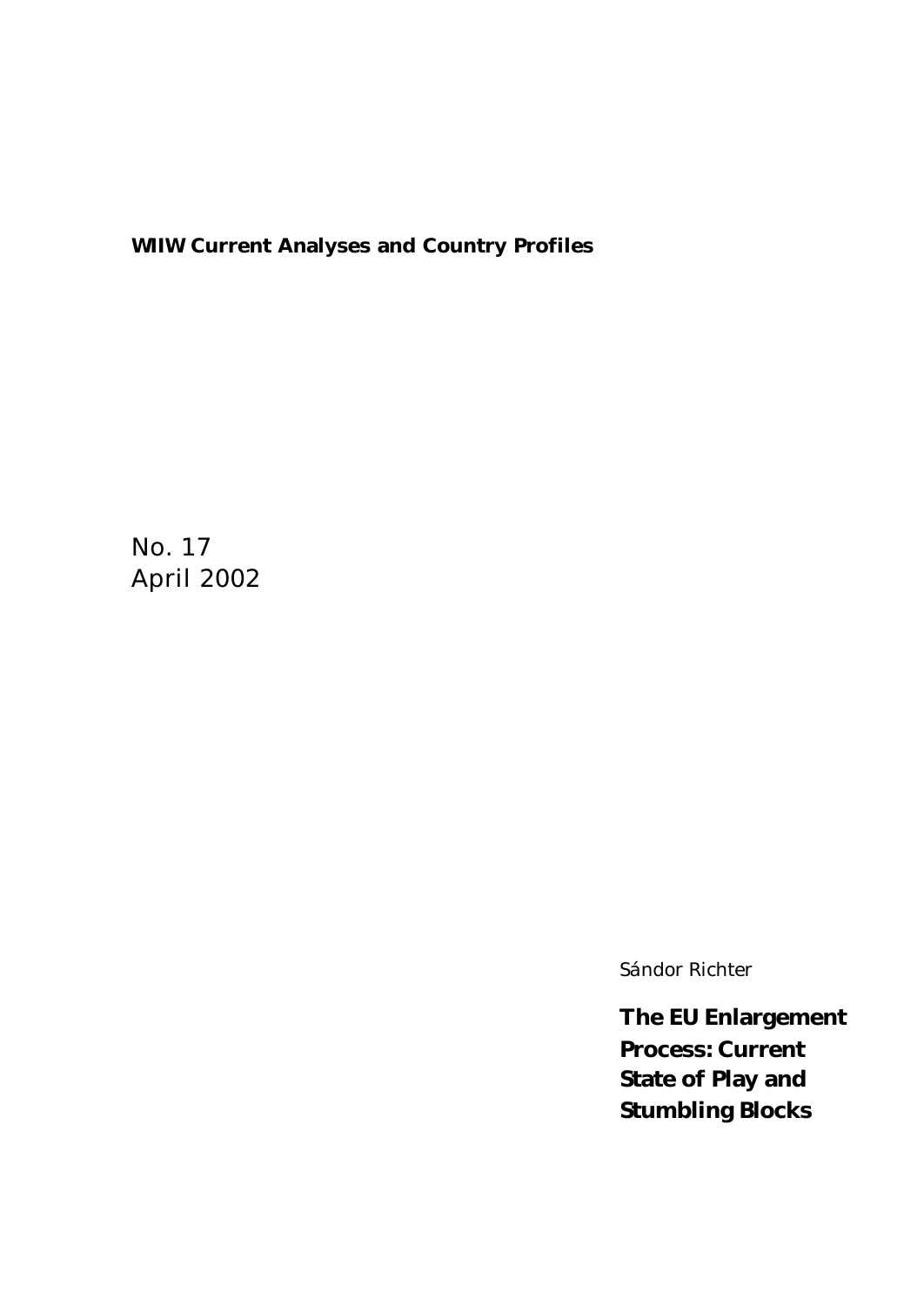**WIIW Current Analyses and Country Profiles**

No. 17
April 2002

Sándor Richter

# The EU Enlargement Process: Current State of Play and Stumbling Blocks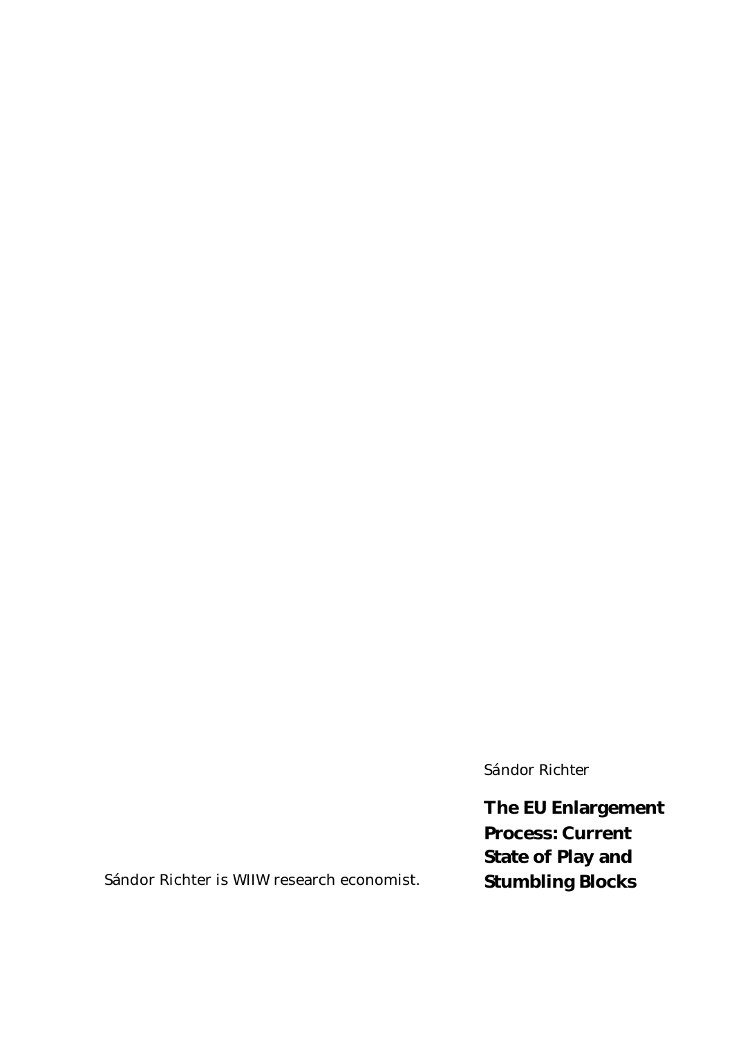Sándor Richter

**The EU Enlargement Process: Current State of Play and Stumbling Blocks**

Sándor Richter is WIIW research economist.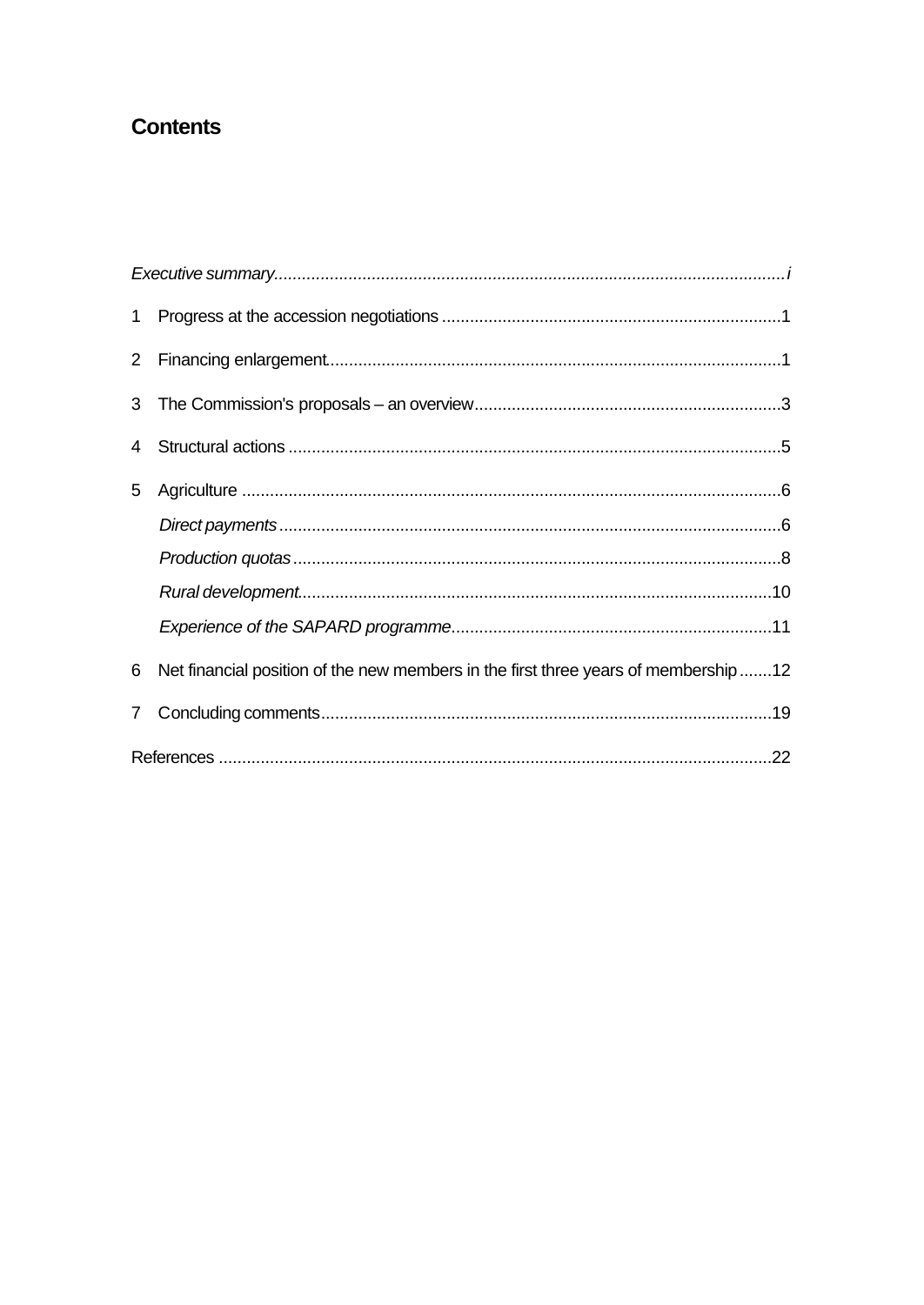# Contents

*Executive summary* ........................................................................................................... *i*

1 Progress at the accession negotiations ........................................................................ 1

2 Financing enlargement ................................................................................................ 1

3 The Commission's proposals – an overview ................................................................. 3

4 Structural actions ......................................................................................................... 5

5 Agriculture ................................................................................................................... 6

*Direct payments* ........................................................................................................ 6

*Production quotas* ...................................................................................................... 8

*Rural development* .................................................................................................... 10

*Experience of the SAPARD programme* ................................................................... 11

6 Net financial position of the new members in the first three years of membership ....... 12

7 Concluding comments ................................................................................................ 19

References ..................................................................................................................... 22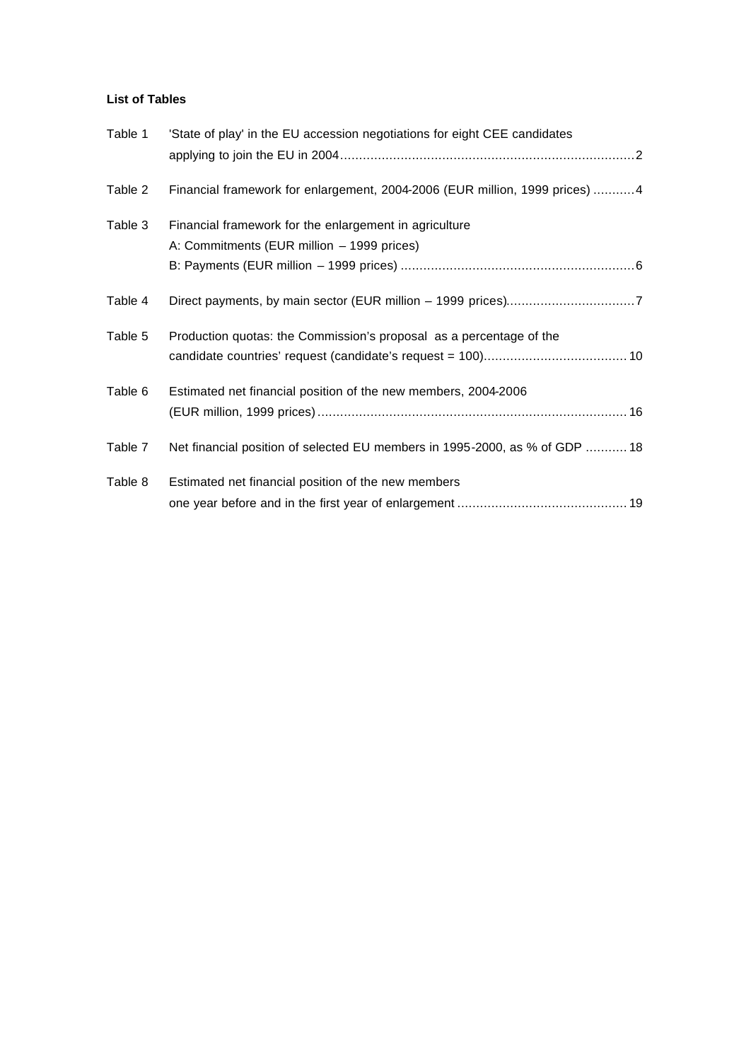**List of Tables**

| | | |
|---|---|---|
| Table 1 | 'State of play' in the EU accession negotiations for eight CEE candidates applying to join the EU in 2004 | 2 |
| Table 2 | Financial framework for enlargement, 2004-2006 (EUR million, 1999 prices) | 4 |
| Table 3 | Financial framework for the enlargement in agriculture<br>A: Commitments (EUR million – 1999 prices)<br>B: Payments (EUR million – 1999 prices) | 6 |
| Table 4 | Direct payments, by main sector (EUR million – 1999 prices) | 7 |
| Table 5 | Production quotas: the Commission's proposal as a percentage of the candidate countries' request (candidate's request = 100) | 10 |
| Table 6 | Estimated net financial position of the new members, 2004-2006 (EUR million, 1999 prices) | 16 |
| Table 7 | Net financial position of selected EU members in 1995-2000, as % of GDP | 18 |
| Table 8 | Estimated net financial position of the new members one year before and in the first year of enlargement | 19 |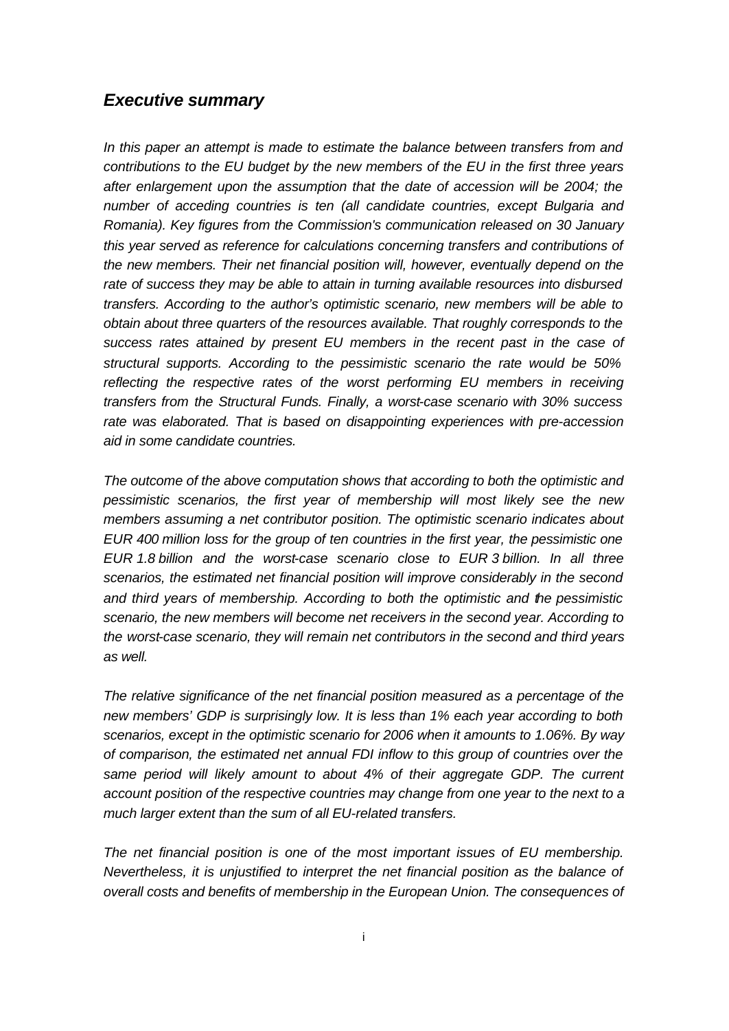## *Executive summary*

*In this paper an attempt is made to estimate the balance between transfers from and contributions to the EU budget by the new members of the EU in the first three years after enlargement upon the assumption that the date of accession will be 2004; the number of acceding countries is ten (all candidate countries, except Bulgaria and Romania). Key figures from the Commission's communication released on 30 January this year served as reference for calculations concerning transfers and contributions of the new members. Their net financial position will, however, eventually depend on the rate of success they may be able to attain in turning available resources into disbursed transfers. According to the author's optimistic scenario, new members will be able to obtain about three quarters of the resources available. That roughly corresponds to the success rates attained by present EU members in the recent past in the case of structural supports. According to the pessimistic scenario the rate would be 50% reflecting the respective rates of the worst performing EU members in receiving transfers from the Structural Funds. Finally, a worst-case scenario with 30% success rate was elaborated. That is based on disappointing experiences with pre-accession aid in some candidate countries.*

*The outcome of the above computation shows that according to both the optimistic and pessimistic scenarios, the first year of membership will most likely see the new members assuming a net contributor position. The optimistic scenario indicates about EUR 400 million loss for the group of ten countries in the first year, the pessimistic one EUR 1.8 billion and the worst-case scenario close to EUR 3 billion. In all three scenarios, the estimated net financial position will improve considerably in the second and third years of membership. According to both the optimistic and the pessimistic scenario, the new members will become net receivers in the second year. According to the worst-case scenario, they will remain net contributors in the second and third years as well.*

*The relative significance of the net financial position measured as a percentage of the new members' GDP is surprisingly low. It is less than 1% each year according to both scenarios, except in the optimistic scenario for 2006 when it amounts to 1.06%. By way of comparison, the estimated net annual FDI inflow to this group of countries over the same period will likely amount to about 4% of their aggregate GDP. The current account position of the respective countries may change from one year to the next to a much larger extent than the sum of all EU-related transfers.*

*The net financial position is one of the most important issues of EU membership. Nevertheless, it is unjustified to interpret the net financial position as the balance of overall costs and benefits of membership in the European Union. The consequences of*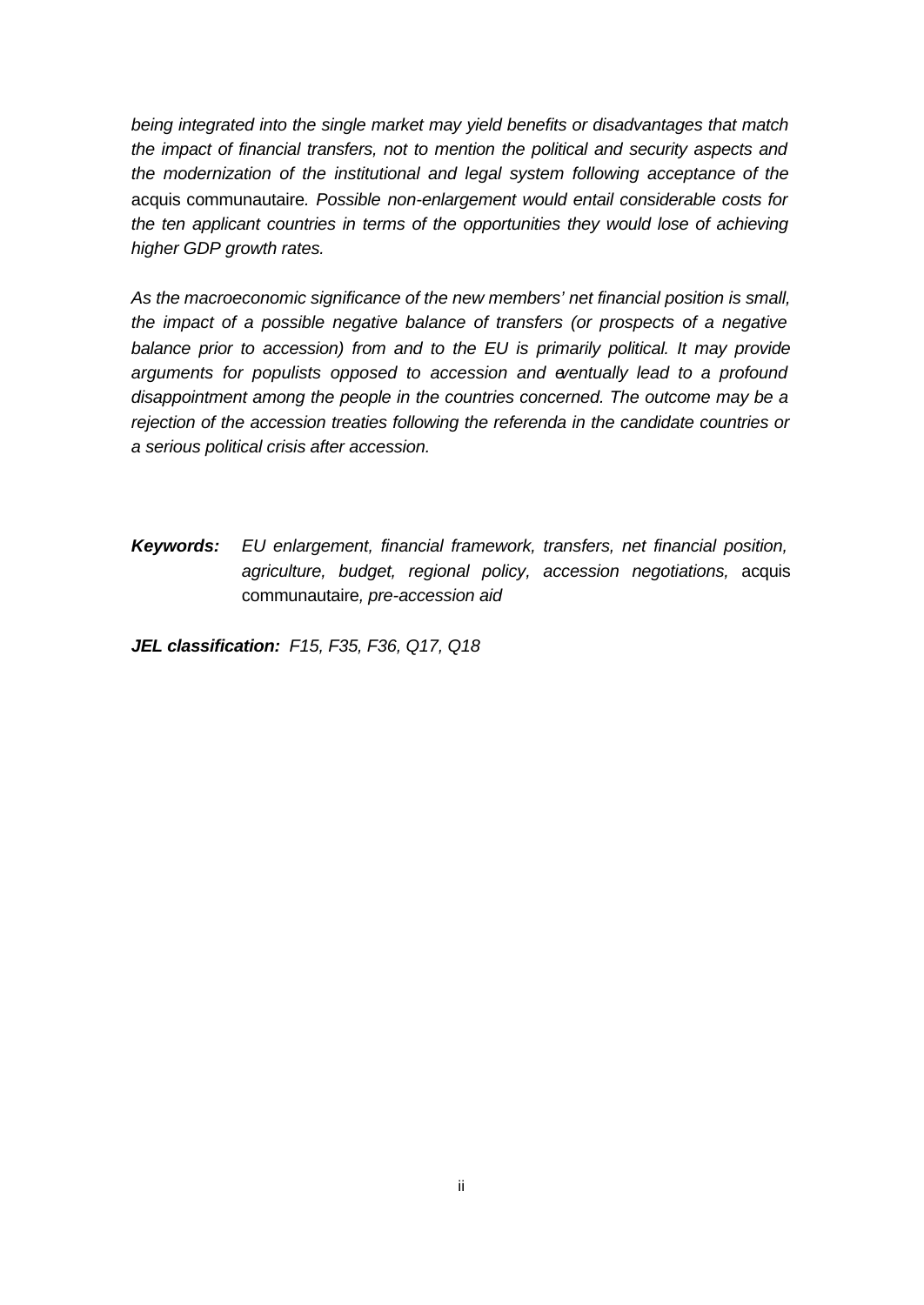*being integrated into the single market may yield benefits or disadvantages that match the impact of financial transfers, not to mention the political and security aspects and the modernization of the institutional and legal system following acceptance of the* acquis communautaire*. Possible non-enlargement would entail considerable costs for the ten applicant countries in terms of the opportunities they would lose of achieving higher GDP growth rates.*

*As the macroeconomic significance of the new members' net financial position is small, the impact of a possible negative balance of transfers (or prospects of a negative balance prior to accession) from and to the EU is primarily political. It may provide arguments for populists opposed to accession and eventually lead to a profound disappointment among the people in the countries concerned. The outcome may be a rejection of the accession treaties following the referenda in the candidate countries or a serious political crisis after accession.*

***Keywords:*** *EU enlargement, financial framework, transfers, net financial position, agriculture, budget, regional policy, accession negotiations,* acquis communautaire*, pre-accession aid*

***JEL classification:*** *F15, F35, F36, Q17, Q18*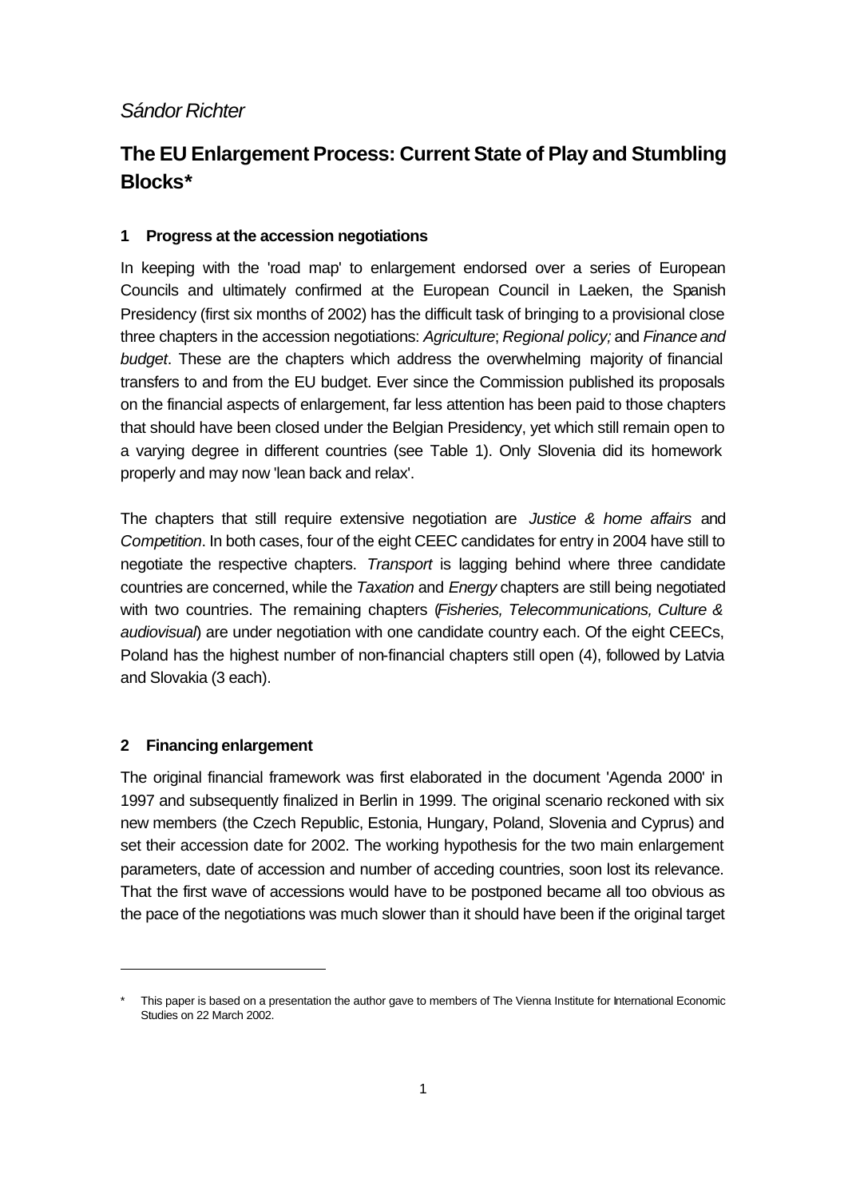*Sándor Richter*

# The EU Enlargement Process: Current State of Play and Stumbling Blocks*

## 1 Progress at the accession negotiations

In keeping with the 'road map' to enlargement endorsed over a series of European Councils and ultimately confirmed at the European Council in Laeken, the Spanish Presidency (first six months of 2002) has the difficult task of bringing to a provisional close three chapters in the accession negotiations: *Agriculture*; *Regional policy;* and *Finance and budget*. These are the chapters which address the overwhelming majority of financial transfers to and from the EU budget. Ever since the Commission published its proposals on the financial aspects of enlargement, far less attention has been paid to those chapters that should have been closed under the Belgian Presidency, yet which still remain open to a varying degree in different countries (see Table 1). Only Slovenia did its homework properly and may now 'lean back and relax'.

The chapters that still require extensive negotiation are *Justice & home affairs* and *Competition*. In both cases, four of the eight CEEC candidates for entry in 2004 have still to negotiate the respective chapters. *Transport* is lagging behind where three candidate countries are concerned, while the *Taxation* and *Energy* chapters are still being negotiated with two countries. The remaining chapters (*Fisheries, Telecommunications, Culture & audiovisual*) are under negotiation with one candidate country each. Of the eight CEECs, Poland has the highest number of non-financial chapters still open (4), followed by Latvia and Slovakia (3 each).

## 2 Financing enlargement

The original financial framework was first elaborated in the document 'Agenda 2000' in 1997 and subsequently finalized in Berlin in 1999. The original scenario reckoned with six new members (the Czech Republic, Estonia, Hungary, Poland, Slovenia and Cyprus) and set their accession date for 2002. The working hypothesis for the two main enlargement parameters, date of accession and number of acceding countries, soon lost its relevance. That the first wave of accessions would have to be postponed became all too obvious as the pace of the negotiations was much slower than it should have been if the original target

---

* This paper is based on a presentation the author gave to members of The Vienna Institute for International Economic Studies on 22 March 2002.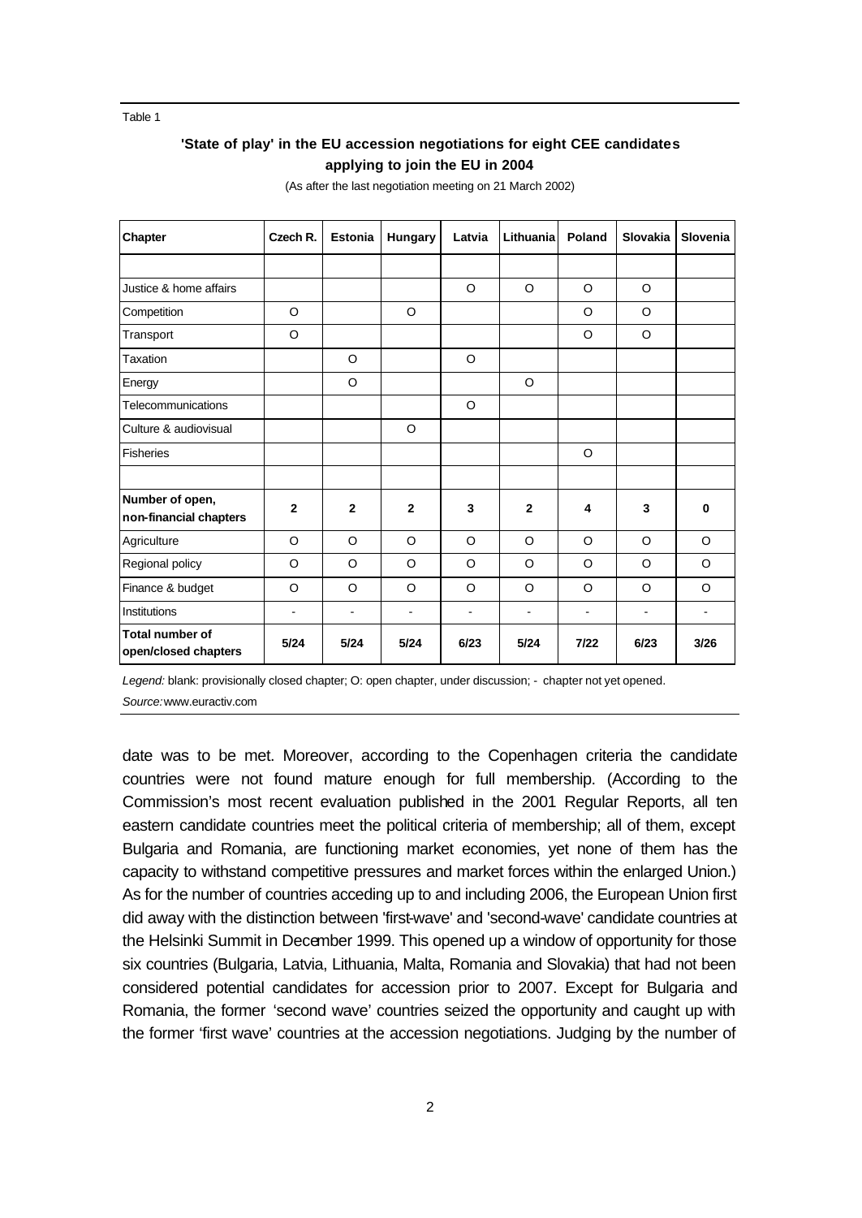Table 1

**'State of play' in the EU accession negotiations for eight CEE candidates applying to join the EU in 2004**

(As after the last negotiation meeting on 21 March 2002)

| Chapter | Czech R. | Estonia | Hungary | Latvia | Lithuania | Poland | Slovakia | Slovenia |
|---|---|---|---|---|---|---|---|---|
| | | | | | | | | |
| Justice & home affairs | | | | O | O | O | O | |
| Competition | O | | O | | | O | O | |
| Transport | O | | | | | O | O | |
| Taxation | | O | | O | | | | |
| Energy | | O | | | O | | | |
| Telecommunications | | | | O | | | | |
| Culture & audiovisual | | | O | | | | | |
| Fisheries | | | | | | O | | |
| | | | | | | | | |
| **Number of open, non-financial chapters** | **2** | **2** | **2** | **3** | **2** | **4** | **3** | **0** |
| Agriculture | O | O | O | O | O | O | O | O |
| Regional policy | O | O | O | O | O | O | O | O |
| Finance & budget | O | O | O | O | O | O | O | O |
| Institutions | - | - | - | - | - | - | - | - |
| **Total number of open/closed chapters** | **5/24** | **5/24** | **5/24** | **6/23** | **5/24** | **7/22** | **6/23** | **3/26** |

*Legend:* blank: provisionally closed chapter; O: open chapter, under discussion; - chapter not yet opened.

*Source:* www.euractiv.com

date was to be met. Moreover, according to the Copenhagen criteria the candidate countries were not found mature enough for full membership. (According to the Commission's most recent evaluation published in the 2001 Regular Reports, all ten eastern candidate countries meet the political criteria of membership; all of them, except Bulgaria and Romania, are functioning market economies, yet none of them has the capacity to withstand competitive pressures and market forces within the enlarged Union.) As for the number of countries acceding up to and including 2006, the European Union first did away with the distinction between 'first-wave' and 'second-wave' candidate countries at the Helsinki Summit in December 1999. This opened up a window of opportunity for those six countries (Bulgaria, Latvia, Lithuania, Malta, Romania and Slovakia) that had not been considered potential candidates for accession prior to 2007. Except for Bulgaria and Romania, the former 'second wave' countries seized the opportunity and caught up with the former 'first wave' countries at the accession negotiations. Judging by the number of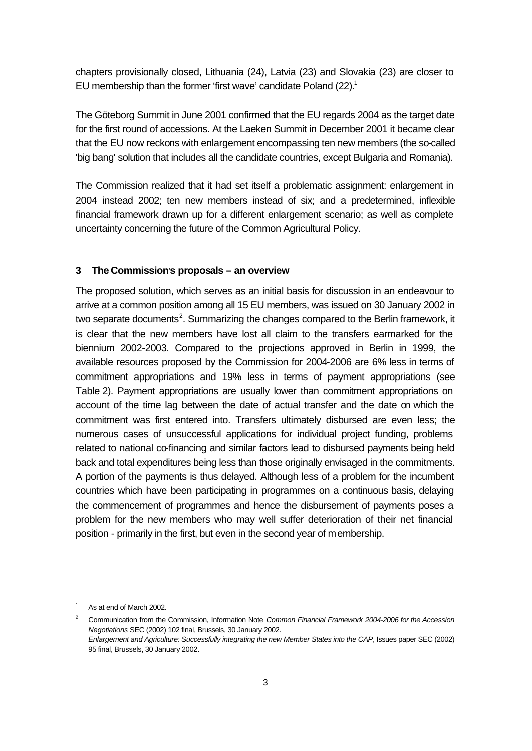chapters provisionally closed, Lithuania (24), Latvia (23) and Slovakia (23) are closer to EU membership than the former 'first wave' candidate Poland (22).[1]

The Göteborg Summit in June 2001 confirmed that the EU regards 2004 as the target date for the first round of accessions. At the Laeken Summit in December 2001 it became clear that the EU now reckons with enlargement encompassing ten new members (the so-called 'big bang' solution that includes all the candidate countries, except Bulgaria and Romania).

The Commission realized that it had set itself a problematic assignment: enlargement in 2004 instead 2002; ten new members instead of six; and a predetermined, inflexible financial framework drawn up for a different enlargement scenario; as well as complete uncertainty concerning the future of the Common Agricultural Policy.

## 3 The Commission's proposals – an overview

The proposed solution, which serves as an initial basis for discussion in an endeavour to arrive at a common position among all 15 EU members, was issued on 30 January 2002 in two separate documents[2]. Summarizing the changes compared to the Berlin framework, it is clear that the new members have lost all claim to the transfers earmarked for the biennium 2002-2003. Compared to the projections approved in Berlin in 1999, the available resources proposed by the Commission for 2004-2006 are 6% less in terms of commitment appropriations and 19% less in terms of payment appropriations (see Table 2). Payment appropriations are usually lower than commitment appropriations on account of the time lag between the date of actual transfer and the date on which the commitment was first entered into. Transfers ultimately disbursed are even less; the numerous cases of unsuccessful applications for individual project funding, problems related to national co-financing and similar factors lead to disbursed payments being held back and total expenditures being less than those originally envisaged in the commitments. A portion of the payments is thus delayed. Although less of a problem for the incumbent countries which have been participating in programmes on a continuous basis, delaying the commencement of programmes and hence the disbursement of payments poses a problem for the new members who may well suffer deterioration of their net financial position - primarily in the first, but even in the second year of membership.

---

[1] As at end of March 2002.

[2] Communication from the Commission, Information Note *Common Financial Framework 2004-2006 for the Accession Negotiations* SEC (2002) 102 final, Brussels, 30 January 2002.
*Enlargement and Agriculture: Successfully integrating the new Member States into the CAP*, Issues paper SEC (2002) 95 final, Brussels, 30 January 2002.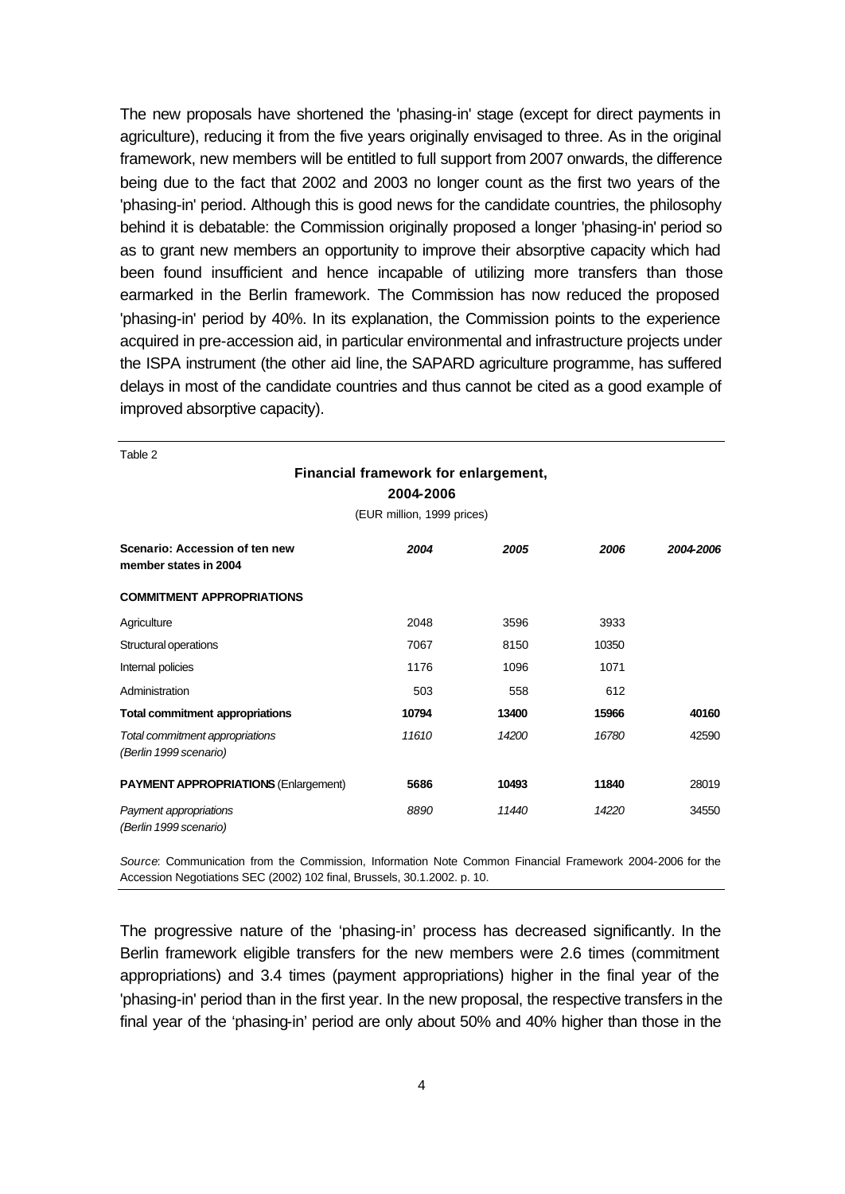The new proposals have shortened the 'phasing-in' stage (except for direct payments in agriculture), reducing it from the five years originally envisaged to three. As in the original framework, new members will be entitled to full support from 2007 onwards, the difference being due to the fact that 2002 and 2003 no longer count as the first two years of the 'phasing-in' period. Although this is good news for the candidate countries, the philosophy behind it is debatable: the Commission originally proposed a longer 'phasing-in' period so as to grant new members an opportunity to improve their absorptive capacity which had been found insufficient and hence incapable of utilizing more transfers than those earmarked in the Berlin framework. The Commission has now reduced the proposed 'phasing-in' period by 40%. In its explanation, the Commission points to the experience acquired in pre-accession aid, in particular environmental and infrastructure projects under the ISPA instrument (the other aid line, the SAPARD agriculture programme, has suffered delays in most of the candidate countries and thus cannot be cited as a good example of improved absorptive capacity).

Table 2

**Financial framework for enlargement, 2004-2006**

(EUR million, 1999 prices)

| **Scenario: Accession of ten new member states in 2004** | *2004* | *2005* | *2006* | *2004-2006* |
|---|---|---|---|---|
| **COMMITMENT APPROPRIATIONS** | | | | |
| Agriculture | 2048 | 3596 | 3933 | |
| Structural operations | 7067 | 8150 | 10350 | |
| Internal policies | 1176 | 1096 | 1071 | |
| Administration | 503 | 558 | 612 | |
| **Total commitment appropriations** | **10794** | **13400** | **15966** | **40160** |
| *Total commitment appropriations (Berlin 1999 scenario)* | *11610* | *14200* | *16780* | 42590 |
| **PAYMENT APPROPRIATIONS** (Enlargement) | **5686** | **10493** | **11840** | 28019 |
| *Payment appropriations (Berlin 1999 scenario)* | *8890* | *11440* | *14220* | 34550 |

*Source*: Communication from the Commission, Information Note Common Financial Framework 2004-2006 for the Accession Negotiations SEC (2002) 102 final, Brussels, 30.1.2002. p. 10.

The progressive nature of the 'phasing-in' process has decreased significantly. In the Berlin framework eligible transfers for the new members were 2.6 times (commitment appropriations) and 3.4 times (payment appropriations) higher in the final year of the 'phasing-in' period than in the first year. In the new proposal, the respective transfers in the final year of the 'phasing-in' period are only about 50% and 40% higher than those in the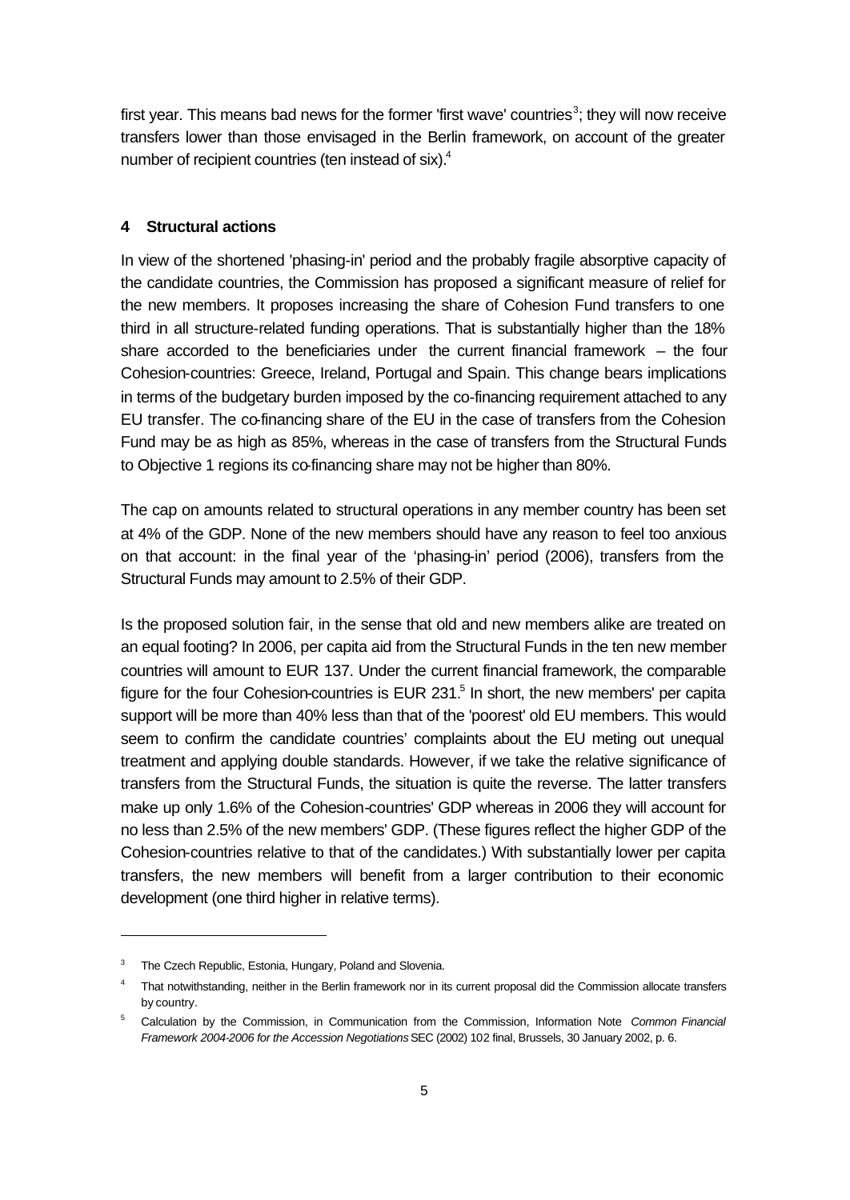first year. This means bad news for the former 'first wave' countries[3]; they will now receive transfers lower than those envisaged in the Berlin framework, on account of the greater number of recipient countries (ten instead of six).[4]

## 4 Structural actions

In view of the shortened 'phasing-in' period and the probably fragile absorptive capacity of the candidate countries, the Commission has proposed a significant measure of relief for the new members. It proposes increasing the share of Cohesion Fund transfers to one third in all structure-related funding operations. That is substantially higher than the 18% share accorded to the beneficiaries under the current financial framework – the four Cohesion-countries: Greece, Ireland, Portugal and Spain. This change bears implications in terms of the budgetary burden imposed by the co-financing requirement attached to any EU transfer. The co-financing share of the EU in the case of transfers from the Cohesion Fund may be as high as 85%, whereas in the case of transfers from the Structural Funds to Objective 1 regions its co-financing share may not be higher than 80%.

The cap on amounts related to structural operations in any member country has been set at 4% of the GDP. None of the new members should have any reason to feel too anxious on that account: in the final year of the 'phasing-in' period (2006), transfers from the Structural Funds may amount to 2.5% of their GDP.

Is the proposed solution fair, in the sense that old and new members alike are treated on an equal footing? In 2006, per capita aid from the Structural Funds in the ten new member countries will amount to EUR 137. Under the current financial framework, the comparable figure for the four Cohesion-countries is EUR 231.[5] In short, the new members' per capita support will be more than 40% less than that of the 'poorest' old EU members. This would seem to confirm the candidate countries' complaints about the EU meting out unequal treatment and applying double standards. However, if we take the relative significance of transfers from the Structural Funds, the situation is quite the reverse. The latter transfers make up only 1.6% of the Cohesion-countries' GDP whereas in 2006 they will account for no less than 2.5% of the new members' GDP. (These figures reflect the higher GDP of the Cohesion-countries relative to that of the candidates.) With substantially lower per capita transfers, the new members will benefit from a larger contribution to their economic development (one third higher in relative terms).

---

[3] The Czech Republic, Estonia, Hungary, Poland and Slovenia.

[4] That notwithstanding, neither in the Berlin framework nor in its current proposal did the Commission allocate transfers by country.

[5] Calculation by the Commission, in Communication from the Commission, Information Note *Common Financial Framework 2004-2006 for the Accession Negotiations* SEC (2002) 102 final, Brussels, 30 January 2002, p. 6.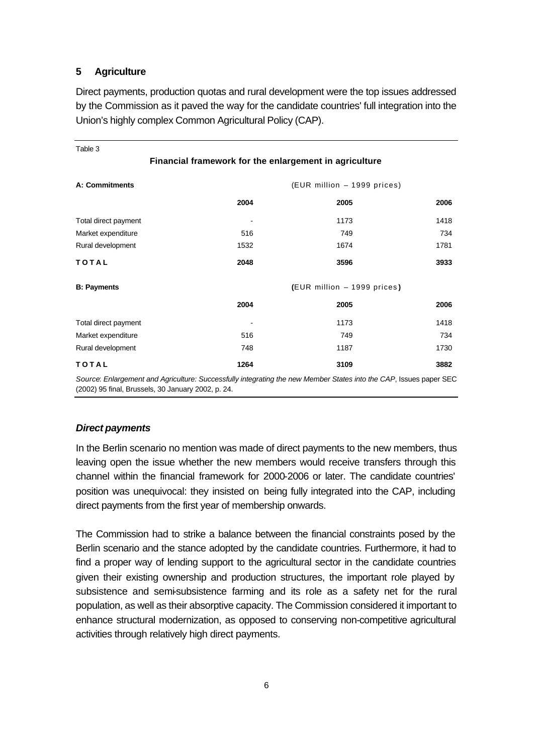## 5 Agriculture

Direct payments, production quotas and rural development were the top issues addressed by the Commission as it paved the way for the candidate countries' full integration into the Union's highly complex Common Agricultural Policy (CAP).

Table 3

**Financial framework for the enlargement in agriculture**

| **A: Commitments** | (EUR million – 1999 prices) | | |
|---|---|---|---|
| | **2004** | **2005** | **2006** |
| Total direct payment | - | 1173 | 1418 |
| Market expenditure | 516 | 749 | 734 |
| Rural development | 1532 | 1674 | 1781 |
| **TOTAL** | **2048** | **3596** | **3933** |
| **B: Payments** | **(**EUR million – 1999 prices**)** | | |
| | **2004** | **2005** | **2006** |
| Total direct payment | - | 1173 | 1418 |
| Market expenditure | 516 | 749 | 734 |
| Rural development | 748 | 1187 | 1730 |
| **TOTAL** | **1264** | **3109** | **3882** |

*Source*: *Enlargement and Agriculture: Successfully integrating the new Member States into the CAP*, Issues paper SEC (2002) 95 final, Brussels, 30 January 2002, p. 24.

### *Direct payments*

In the Berlin scenario no mention was made of direct payments to the new members, thus leaving open the issue whether the new members would receive transfers through this channel within the financial framework for 2000-2006 or later. The candidate countries' position was unequivocal: they insisted on being fully integrated into the CAP, including direct payments from the first year of membership onwards.

The Commission had to strike a balance between the financial constraints posed by the Berlin scenario and the stance adopted by the candidate countries. Furthermore, it had to find a proper way of lending support to the agricultural sector in the candidate countries given their existing ownership and production structures, the important role played by subsistence and semi-subsistence farming and its role as a safety net for the rural population, as well as their absorptive capacity. The Commission considered it important to enhance structural modernization, as opposed to conserving non-competitive agricultural activities through relatively high direct payments.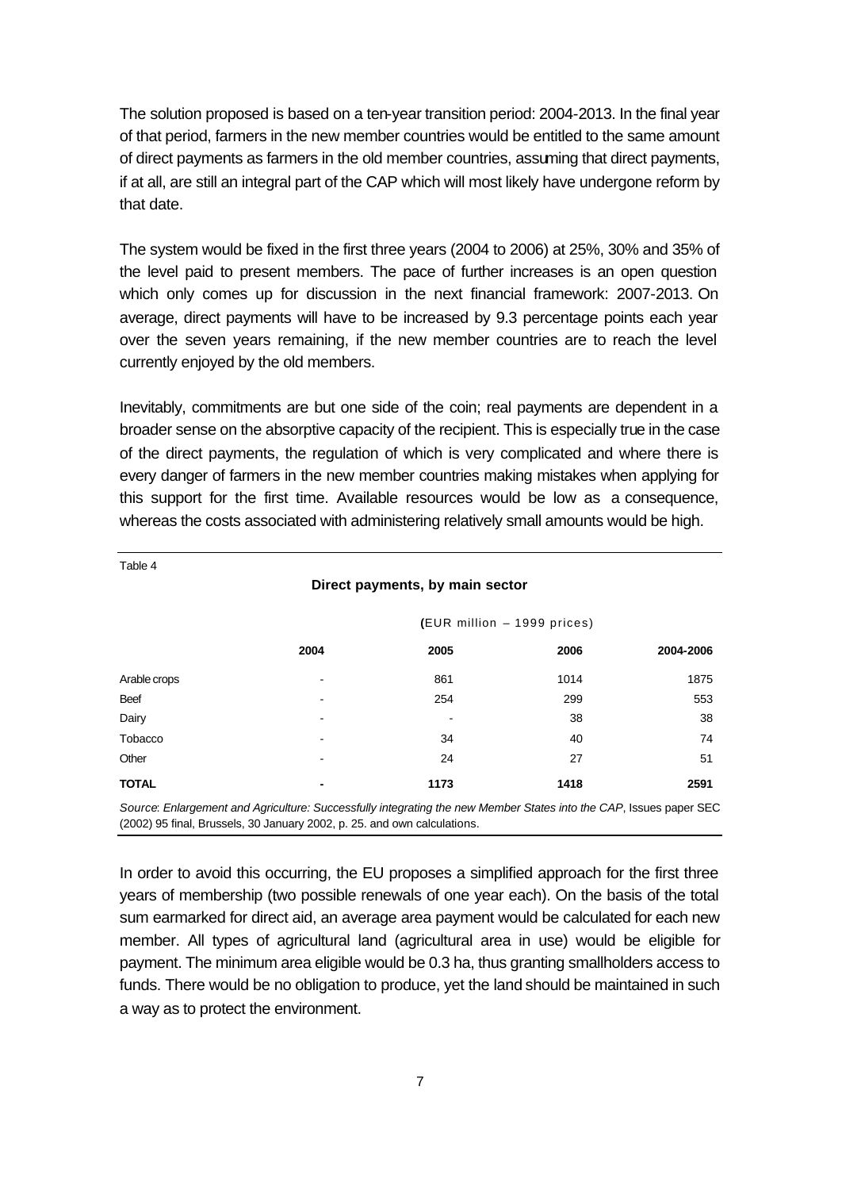The solution proposed is based on a ten-year transition period: 2004-2013. In the final year of that period, farmers in the new member countries would be entitled to the same amount of direct payments as farmers in the old member countries, assuming that direct payments, if at all, are still an integral part of the CAP which will most likely have undergone reform by that date.

The system would be fixed in the first three years (2004 to 2006) at 25%, 30% and 35% of the level paid to present members. The pace of further increases is an open question which only comes up for discussion in the next financial framework: 2007-2013. On average, direct payments will have to be increased by 9.3 percentage points each year over the seven years remaining, if the new member countries are to reach the level currently enjoyed by the old members.

Inevitably, commitments are but one side of the coin; real payments are dependent in a broader sense on the absorptive capacity of the recipient. This is especially true in the case of the direct payments, the regulation of which is very complicated and where there is every danger of farmers in the new member countries making mistakes when applying for this support for the first time. Available resources would be low as a consequence, whereas the costs associated with administering relatively small amounts would be high.

Table 4

**Direct payments, by main sector**

(EUR million – 1999 prices)

| | 2004 | 2005 | 2006 | 2004-2006 |
|---|---|---|---|---|
| Arable crops | - | 861 | 1014 | 1875 |
| Beef | - | 254 | 299 | 553 |
| Dairy | - | - | 38 | 38 |
| Tobacco | - | 34 | 40 | 74 |
| Other | - | 24 | 27 | 51 |
| **TOTAL** | **-** | **1173** | **1418** | **2591** |

*Source*: *Enlargement and Agriculture: Successfully integrating the new Member States into the CAP*, Issues paper SEC (2002) 95 final, Brussels, 30 January 2002, p. 25. and own calculations.

In order to avoid this occurring, the EU proposes a simplified approach for the first three years of membership (two possible renewals of one year each). On the basis of the total sum earmarked for direct aid, an average area payment would be calculated for each new member. All types of agricultural land (agricultural area in use) would be eligible for payment. The minimum area eligible would be 0.3 ha, thus granting smallholders access to funds. There would be no obligation to produce, yet the land should be maintained in such a way as to protect the environment.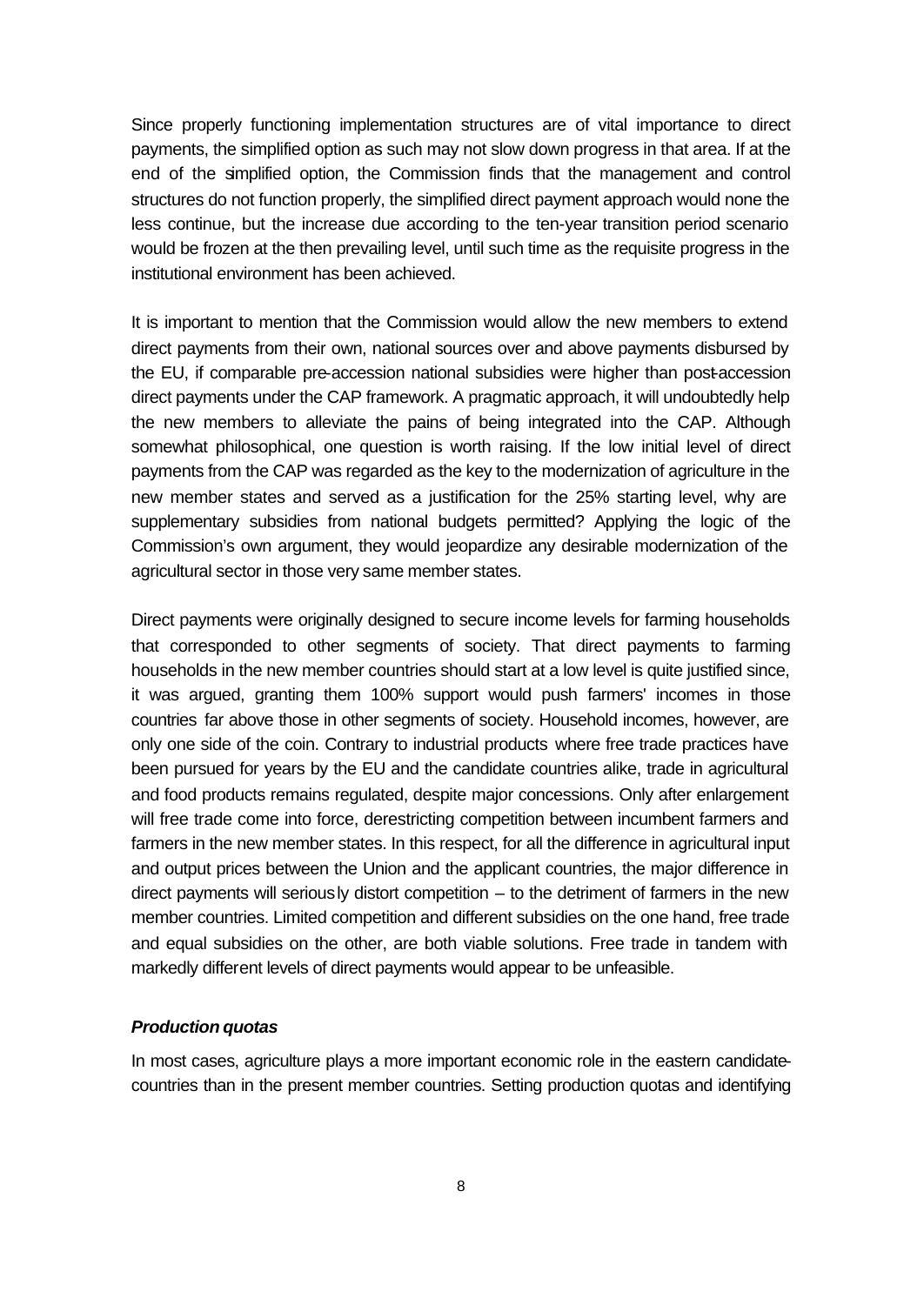Since properly functioning implementation structures are of vital importance to direct payments, the simplified option as such may not slow down progress in that area. If at the end of the simplified option, the Commission finds that the management and control structures do not function properly, the simplified direct payment approach would none the less continue, but the increase due according to the ten-year transition period scenario would be frozen at the then prevailing level, until such time as the requisite progress in the institutional environment has been achieved.

It is important to mention that the Commission would allow the new members to extend direct payments from their own, national sources over and above payments disbursed by the EU, if comparable pre-accession national subsidies were higher than post-accession direct payments under the CAP framework. A pragmatic approach, it will undoubtedly help the new members to alleviate the pains of being integrated into the CAP. Although somewhat philosophical, one question is worth raising. If the low initial level of direct payments from the CAP was regarded as the key to the modernization of agriculture in the new member states and served as a justification for the 25% starting level, why are supplementary subsidies from national budgets permitted? Applying the logic of the Commission's own argument, they would jeopardize any desirable modernization of the agricultural sector in those very same member states.

Direct payments were originally designed to secure income levels for farming households that corresponded to other segments of society. That direct payments to farming households in the new member countries should start at a low level is quite justified since, it was argued, granting them 100% support would push farmers' incomes in those countries far above those in other segments of society. Household incomes, however, are only one side of the coin. Contrary to industrial products where free trade practices have been pursued for years by the EU and the candidate countries alike, trade in agricultural and food products remains regulated, despite major concessions. Only after enlargement will free trade come into force, derestricting competition between incumbent farmers and farmers in the new member states. In this respect, for all the difference in agricultural input and output prices between the Union and the applicant countries, the major difference in direct payments will seriously distort competition – to the detriment of farmers in the new member countries. Limited competition and different subsidies on the one hand, free trade and equal subsidies on the other, are both viable solutions. Free trade in tandem with markedly different levels of direct payments would appear to be unfeasible.

***Production quotas***

In most cases, agriculture plays a more important economic role in the eastern candidate-countries than in the present member countries. Setting production quotas and identifying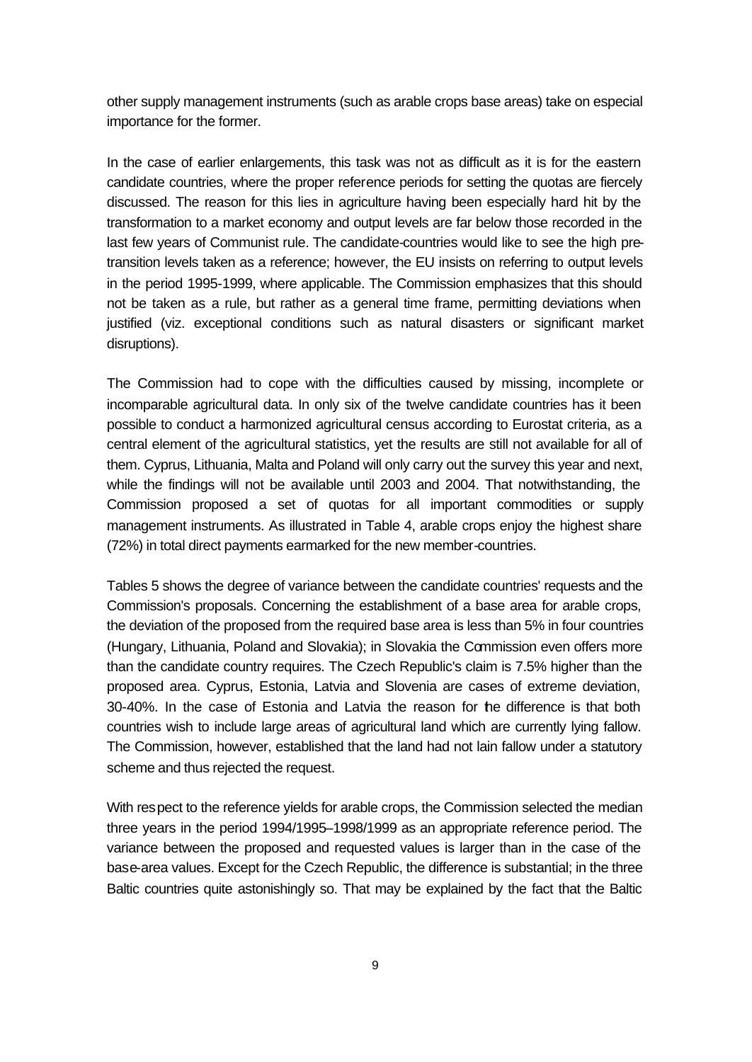other supply management instruments (such as arable crops base areas) take on especial importance for the former.

In the case of earlier enlargements, this task was not as difficult as it is for the eastern candidate countries, where the proper reference periods for setting the quotas are fiercely discussed. The reason for this lies in agriculture having been especially hard hit by the transformation to a market economy and output levels are far below those recorded in the last few years of Communist rule. The candidate-countries would like to see the high pre-transition levels taken as a reference; however, the EU insists on referring to output levels in the period 1995-1999, where applicable. The Commission emphasizes that this should not be taken as a rule, but rather as a general time frame, permitting deviations when justified (viz. exceptional conditions such as natural disasters or significant market disruptions).

The Commission had to cope with the difficulties caused by missing, incomplete or incomparable agricultural data. In only six of the twelve candidate countries has it been possible to conduct a harmonized agricultural census according to Eurostat criteria, as a central element of the agricultural statistics, yet the results are still not available for all of them. Cyprus, Lithuania, Malta and Poland will only carry out the survey this year and next, while the findings will not be available until 2003 and 2004. That notwithstanding, the Commission proposed a set of quotas for all important commodities or supply management instruments. As illustrated in Table 4, arable crops enjoy the highest share (72%) in total direct payments earmarked for the new member-countries.

Tables 5 shows the degree of variance between the candidate countries' requests and the Commission's proposals. Concerning the establishment of a base area for arable crops, the deviation of the proposed from the required base area is less than 5% in four countries (Hungary, Lithuania, Poland and Slovakia); in Slovakia the Commission even offers more than the candidate country requires. The Czech Republic's claim is 7.5% higher than the proposed area. Cyprus, Estonia, Latvia and Slovenia are cases of extreme deviation, 30-40%. In the case of Estonia and Latvia the reason for the difference is that both countries wish to include large areas of agricultural land which are currently lying fallow. The Commission, however, established that the land had not lain fallow under a statutory scheme and thus rejected the request.

With respect to the reference yields for arable crops, the Commission selected the median three years in the period 1994/1995–1998/1999 as an appropriate reference period. The variance between the proposed and requested values is larger than in the case of the base-area values. Except for the Czech Republic, the difference is substantial; in the three Baltic countries quite astonishingly so. That may be explained by the fact that the Baltic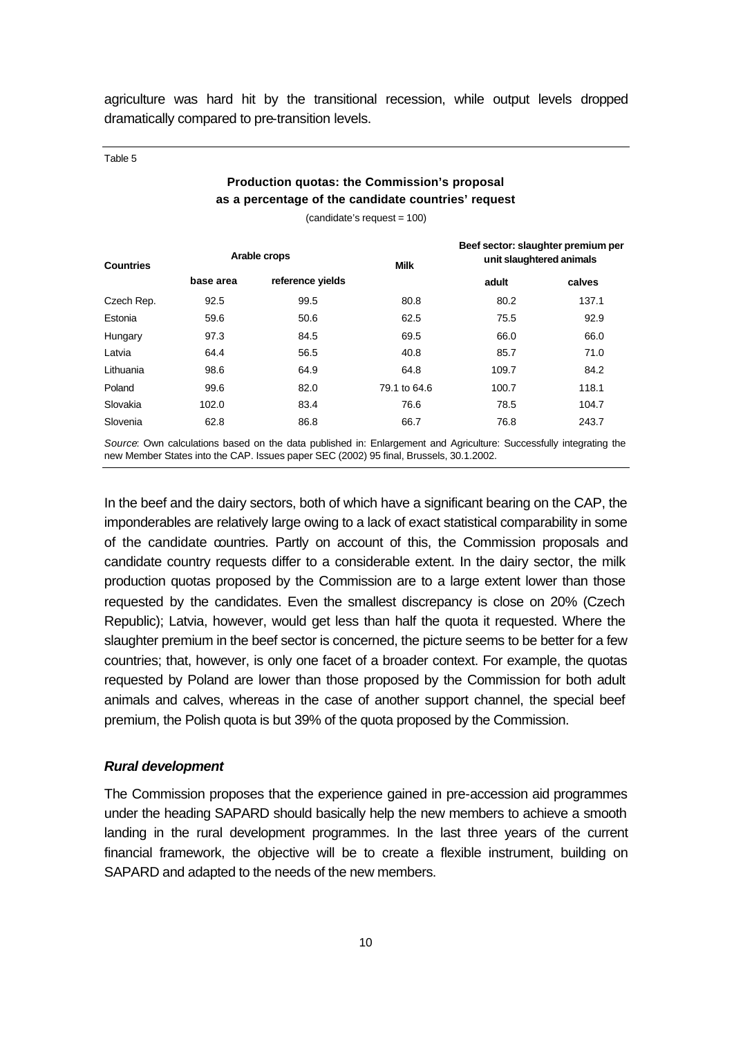agriculture was hard hit by the transitional recession, while output levels dropped dramatically compared to pre-transition levels.

Table 5

**Production quotas: the Commission's proposal as a percentage of the candidate countries' request**

(candidate's request = 100)

| Countries | Arable crops | | Milk | Beef sector: slaughter premium per unit slaughtered animals | |
|---|---|---|---|---|---|
| | base area | reference yields | | adult | calves |
| Czech Rep. | 92.5 | 99.5 | 80.8 | 80.2 | 137.1 |
| Estonia | 59.6 | 50.6 | 62.5 | 75.5 | 92.9 |
| Hungary | 97.3 | 84.5 | 69.5 | 66.0 | 66.0 |
| Latvia | 64.4 | 56.5 | 40.8 | 85.7 | 71.0 |
| Lithuania | 98.6 | 64.9 | 64.8 | 109.7 | 84.2 |
| Poland | 99.6 | 82.0 | 79.1 to 64.6 | 100.7 | 118.1 |
| Slovakia | 102.0 | 83.4 | 76.6 | 78.5 | 104.7 |
| Slovenia | 62.8 | 86.8 | 66.7 | 76.8 | 243.7 |

*Source*: Own calculations based on the data published in: Enlargement and Agriculture: Successfully integrating the new Member States into the CAP. Issues paper SEC (2002) 95 final, Brussels, 30.1.2002.

In the beef and the dairy sectors, both of which have a significant bearing on the CAP, the imponderables are relatively large owing to a lack of exact statistical comparability in some of the candidate countries. Partly on account of this, the Commission proposals and candidate country requests differ to a considerable extent. In the dairy sector, the milk production quotas proposed by the Commission are to a large extent lower than those requested by the candidates. Even the smallest discrepancy is close on 20% (Czech Republic); Latvia, however, would get less than half the quota it requested. Where the slaughter premium in the beef sector is concerned, the picture seems to be better for a few countries; that, however, is only one facet of a broader context. For example, the quotas requested by Poland are lower than those proposed by the Commission for both adult animals and calves, whereas in the case of another support channel, the special beef premium, the Polish quota is but 39% of the quota proposed by the Commission.

### *Rural development*

The Commission proposes that the experience gained in pre-accession aid programmes under the heading SAPARD should basically help the new members to achieve a smooth landing in the rural development programmes. In the last three years of the current financial framework, the objective will be to create a flexible instrument, building on SAPARD and adapted to the needs of the new members.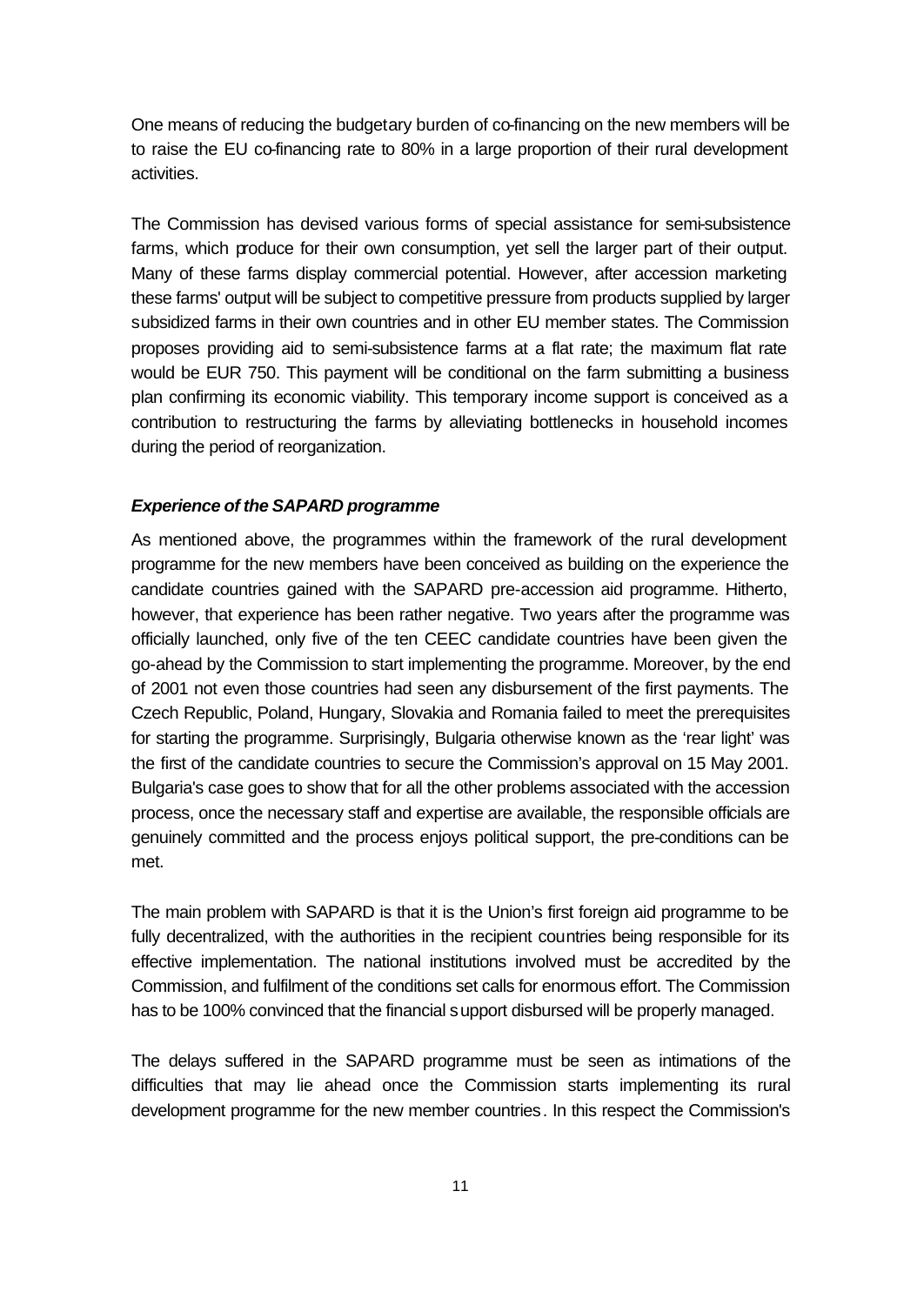One means of reducing the budgetary burden of co-financing on the new members will be to raise the EU co-financing rate to 80% in a large proportion of their rural development activities.

The Commission has devised various forms of special assistance for semi-subsistence farms, which produce for their own consumption, yet sell the larger part of their output. Many of these farms display commercial potential. However, after accession marketing these farms' output will be subject to competitive pressure from products supplied by larger subsidized farms in their own countries and in other EU member states. The Commission proposes providing aid to semi-subsistence farms at a flat rate; the maximum flat rate would be EUR 750. This payment will be conditional on the farm submitting a business plan confirming its economic viability. This temporary income support is conceived as a contribution to restructuring the farms by alleviating bottlenecks in household incomes during the period of reorganization.

### *Experience of the SAPARD programme*

As mentioned above, the programmes within the framework of the rural development programme for the new members have been conceived as building on the experience the candidate countries gained with the SAPARD pre-accession aid programme. Hitherto, however, that experience has been rather negative. Two years after the programme was officially launched, only five of the ten CEEC candidate countries have been given the go-ahead by the Commission to start implementing the programme. Moreover, by the end of 2001 not even those countries had seen any disbursement of the first payments. The Czech Republic, Poland, Hungary, Slovakia and Romania failed to meet the prerequisites for starting the programme. Surprisingly, Bulgaria otherwise known as the 'rear light' was the first of the candidate countries to secure the Commission's approval on 15 May 2001. Bulgaria's case goes to show that for all the other problems associated with the accession process, once the necessary staff and expertise are available, the responsible officials are genuinely committed and the process enjoys political support, the pre-conditions can be met.

The main problem with SAPARD is that it is the Union's first foreign aid programme to be fully decentralized, with the authorities in the recipient countries being responsible for its effective implementation. The national institutions involved must be accredited by the Commission, and fulfilment of the conditions set calls for enormous effort. The Commission has to be 100% convinced that the financial support disbursed will be properly managed.

The delays suffered in the SAPARD programme must be seen as intimations of the difficulties that may lie ahead once the Commission starts implementing its rural development programme for the new member countries. In this respect the Commission's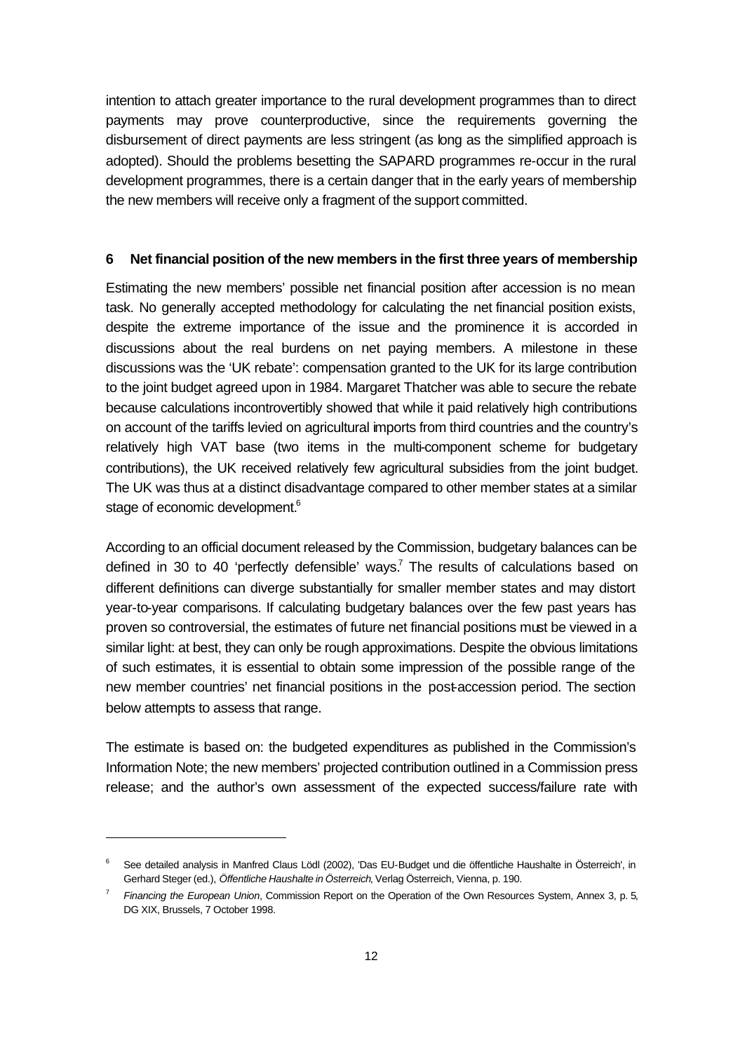intention to attach greater importance to the rural development programmes than to direct payments may prove counterproductive, since the requirements governing the disbursement of direct payments are less stringent (as long as the simplified approach is adopted). Should the problems besetting the SAPARD programmes re-occur in the rural development programmes, there is a certain danger that in the early years of membership the new members will receive only a fragment of the support committed.

## 6 Net financial position of the new members in the first three years of membership

Estimating the new members' possible net financial position after accession is no mean task. No generally accepted methodology for calculating the net financial position exists, despite the extreme importance of the issue and the prominence it is accorded in discussions about the real burdens on net paying members. A milestone in these discussions was the 'UK rebate': compensation granted to the UK for its large contribution to the joint budget agreed upon in 1984. Margaret Thatcher was able to secure the rebate because calculations incontrovertibly showed that while it paid relatively high contributions on account of the tariffs levied on agricultural imports from third countries and the country's relatively high VAT base (two items in the multi-component scheme for budgetary contributions), the UK received relatively few agricultural subsidies from the joint budget. The UK was thus at a distinct disadvantage compared to other member states at a similar stage of economic development.[6]

According to an official document released by the Commission, budgetary balances can be defined in 30 to 40 'perfectly defensible' ways.[7] The results of calculations based on different definitions can diverge substantially for smaller member states and may distort year-to-year comparisons. If calculating budgetary balances over the few past years has proven so controversial, the estimates of future net financial positions must be viewed in a similar light: at best, they can only be rough approximations. Despite the obvious limitations of such estimates, it is essential to obtain some impression of the possible range of the new member countries' net financial positions in the post-accession period. The section below attempts to assess that range.

The estimate is based on: the budgeted expenditures as published in the Commission's Information Note; the new members' projected contribution outlined in a Commission press release; and the author's own assessment of the expected success/failure rate with

---

[6] See detailed analysis in Manfred Claus Lödl (2002), 'Das EU-Budget und die öffentliche Haushalte in Österreich', in Gerhard Steger (ed.), *Öffentliche Haushalte in Österreich*, Verlag Österreich, Vienna, p. 190.

[7] *Financing the European Union*, Commission Report on the Operation of the Own Resources System, Annex 3, p. 5, DG XIX, Brussels, 7 October 1998.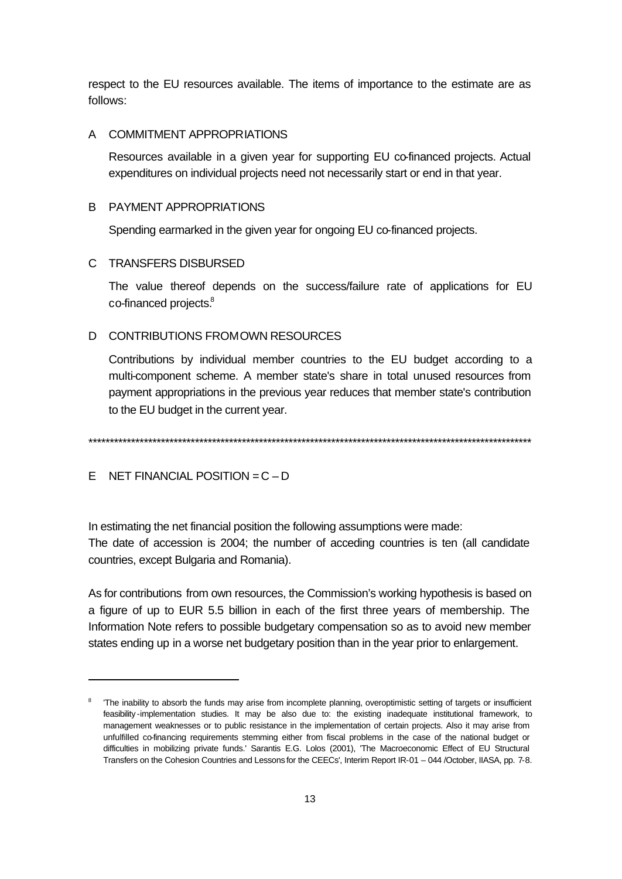respect to the EU resources available. The items of importance to the estimate are as follows:

A COMMITMENT APPROPRIATIONS

Resources available in a given year for supporting EU co-financed projects. Actual expenditures on individual projects need not necessarily start or end in that year.

B PAYMENT APPROPRIATIONS

Spending earmarked in the given year for ongoing EU co-financed projects.

C TRANSFERS DISBURSED

The value thereof depends on the success/failure rate of applications for EU co-financed projects.[8]

D CONTRIBUTIONS FROM OWN RESOURCES

Contributions by individual member countries to the EU budget according to a multi-component scheme. A member state's share in total unused resources from payment appropriations in the previous year reduces that member state's contribution to the EU budget in the current year.

\*\*\*\*\*\*\*\*\*\*\*\*\*\*\*\*\*\*\*\*\*\*\*\*\*\*\*\*\*\*\*\*\*\*\*\*\*\*\*\*\*\*\*\*\*\*\*\*\*\*\*\*\*\*\*\*\*\*\*\*\*\*\*\*\*\*\*\*\*\*\*\*\*\*\*\*\*\*\*\*\*\*\*\*\*\*\*\*\*\*\*\*\*\*\*\*\*\*\*\*\*\*

E NET FINANCIAL POSITION = C – D

In estimating the net financial position the following assumptions were made:
The date of accession is 2004; the number of acceding countries is ten (all candidate countries, except Bulgaria and Romania).

As for contributions from own resources, the Commission's working hypothesis is based on a figure of up to EUR 5.5 billion in each of the first three years of membership. The Information Note refers to possible budgetary compensation so as to avoid new member states ending up in a worse net budgetary position than in the year prior to enlargement.

---

[8] 'The inability to absorb the funds may arise from incomplete planning, overoptimistic setting of targets or insufficient feasibility-implementation studies. It may be also due to: the existing inadequate institutional framework, to management weaknesses or to public resistance in the implementation of certain projects. Also it may arise from unfulfilled co-financing requirements stemming either from fiscal problems in the case of the national budget or difficulties in mobilizing private funds.' Sarantis E.G. Lolos (2001), 'The Macroeconomic Effect of EU Structural Transfers on the Cohesion Countries and Lessons for the CEECs', Interim Report IR-01 – 044 /October, IIASA, pp. 7-8.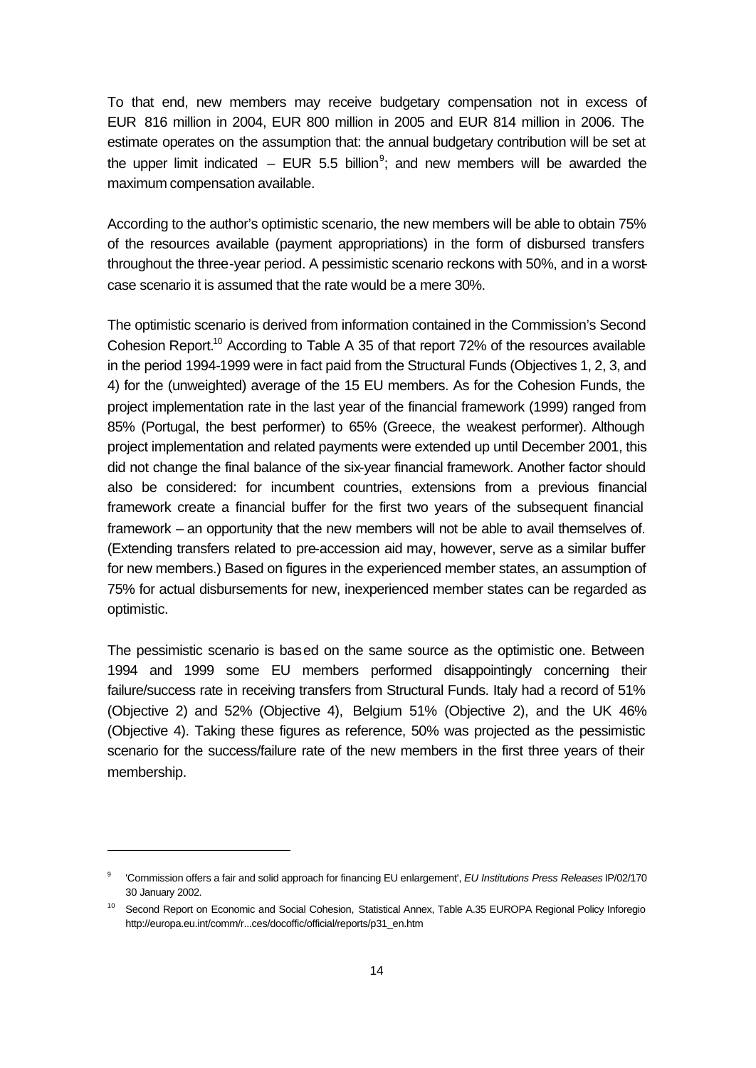To that end, new members may receive budgetary compensation not in excess of EUR 816 million in 2004, EUR 800 million in 2005 and EUR 814 million in 2006. The estimate operates on the assumption that: the annual budgetary contribution will be set at the upper limit indicated – EUR 5.5 billion[9]; and new members will be awarded the maximum compensation available.

According to the author's optimistic scenario, the new members will be able to obtain 75% of the resources available (payment appropriations) in the form of disbursed transfers throughout the three-year period. A pessimistic scenario reckons with 50%, and in a worst-case scenario it is assumed that the rate would be a mere 30%.

The optimistic scenario is derived from information contained in the Commission's Second Cohesion Report.[10] According to Table A 35 of that report 72% of the resources available in the period 1994-1999 were in fact paid from the Structural Funds (Objectives 1, 2, 3, and 4) for the (unweighted) average of the 15 EU members. As for the Cohesion Funds, the project implementation rate in the last year of the financial framework (1999) ranged from 85% (Portugal, the best performer) to 65% (Greece, the weakest performer). Although project implementation and related payments were extended up until December 2001, this did not change the final balance of the six-year financial framework. Another factor should also be considered: for incumbent countries, extensions from a previous financial framework create a financial buffer for the first two years of the subsequent financial framework – an opportunity that the new members will not be able to avail themselves of. (Extending transfers related to pre-accession aid may, however, serve as a similar buffer for new members.) Based on figures in the experienced member states, an assumption of 75% for actual disbursements for new, inexperienced member states can be regarded as optimistic.

The pessimistic scenario is based on the same source as the optimistic one. Between 1994 and 1999 some EU members performed disappointingly concerning their failure/success rate in receiving transfers from Structural Funds. Italy had a record of 51% (Objective 2) and 52% (Objective 4), Belgium 51% (Objective 2), and the UK 46% (Objective 4). Taking these figures as reference, 50% was projected as the pessimistic scenario for the success/failure rate of the new members in the first three years of their membership.

---

[9] 'Commission offers a fair and solid approach for financing EU enlargement', *EU Institutions Press Releases* IP/02/170 30 January 2002.

[10] Second Report on Economic and Social Cohesion, Statistical Annex, Table A.35 EUROPA Regional Policy Inforegio http://europa.eu.int/comm/r...ces/docoffic/official/reports/p31_en.htm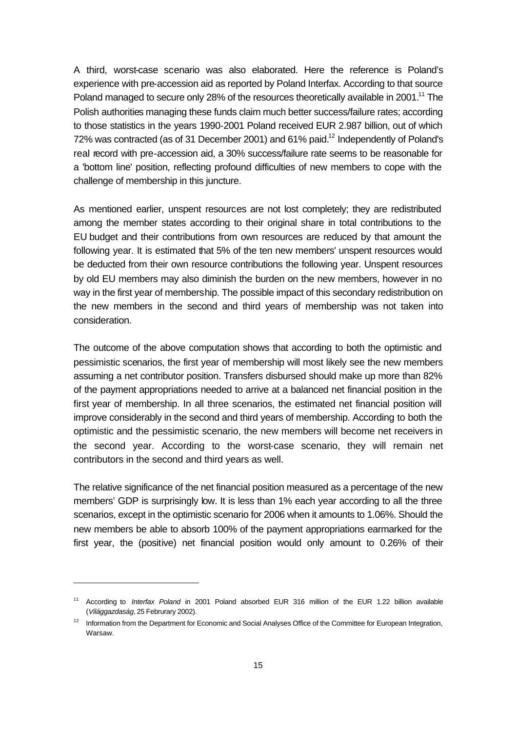A third, worst-case scenario was also elaborated. Here the reference is Poland's experience with pre-accession aid as reported by Poland Interfax. According to that source Poland managed to secure only 28% of the resources theoretically available in 2001.[11] The Polish authorities managing these funds claim much better success/failure rates; according to those statistics in the years 1990-2001 Poland received EUR 2.987 billion, out of which 72% was contracted (as of 31 December 2001) and 61% paid.[12] Independently of Poland's real record with pre-accession aid, a 30% success/failure rate seems to be reasonable for a 'bottom line' position, reflecting profound difficulties of new members to cope with the challenge of membership in this juncture.

As mentioned earlier, unspent resources are not lost completely; they are redistributed among the member states according to their original share in total contributions to the EU budget and their contributions from own resources are reduced by that amount the following year. It is estimated that 5% of the ten new members' unspent resources would be deducted from their own resource contributions the following year. Unspent resources by old EU members may also diminish the burden on the new members, however in no way in the first year of membership. The possible impact of this secondary redistribution on the new members in the second and third years of membership was not taken into consideration.

The outcome of the above computation shows that according to both the optimistic and pessimistic scenarios, the first year of membership will most likely see the new members assuming a net contributor position. Transfers disbursed should make up more than 82% of the payment appropriations needed to arrive at a balanced net financial position in the first year of membership. In all three scenarios, the estimated net financial position will improve considerably in the second and third years of membership. According to both the optimistic and the pessimistic scenario, the new members will become net receivers in the second year. According to the worst-case scenario, they will remain net contributors in the second and third years as well.

The relative significance of the net financial position measured as a percentage of the new members' GDP is surprisingly low. It is less than 1% each year according to all the three scenarios, except in the optimistic scenario for 2006 when it amounts to 1.06%. Should the new members be able to absorb 100% of the payment appropriations earmarked for the first year, the (positive) net financial position would only amount to 0.26% of their

---

[11] According to *Interfax Poland* in 2001 Poland absorbed EUR 316 million of the EUR 1.22 billion available (*Világgazdaság*, 25 Februrary 2002).

[12] Information from the Department for Economic and Social Analyses Office of the Committee for European Integration, Warsaw.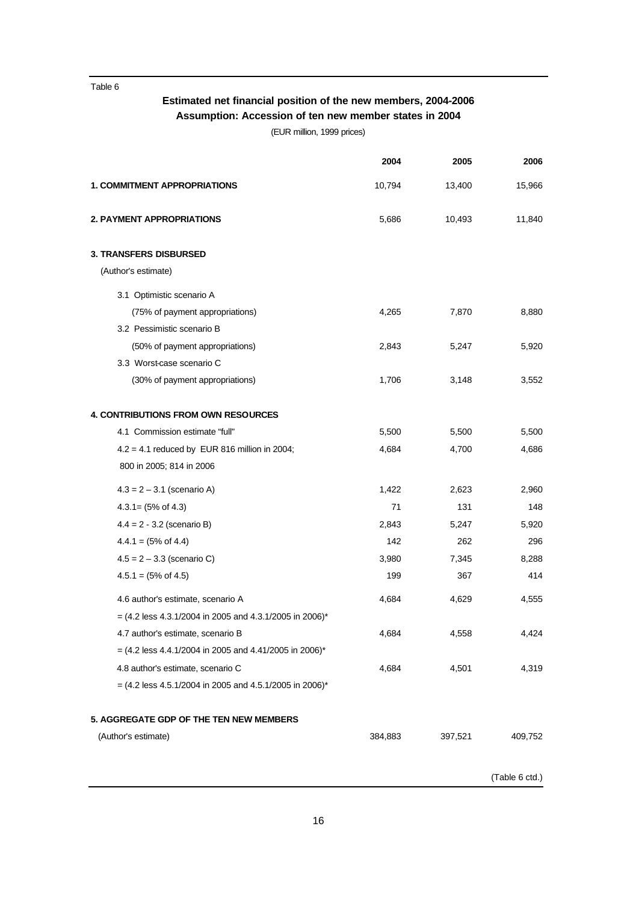Table 6

**Estimated net financial position of the new members, 2004-2006**
**Assumption: Accession of ten new member states in 2004**

(EUR million, 1999 prices)

| | 2004 | 2005 | 2006 |
|---|---|---|---|
| **1. COMMITMENT APPROPRIATIONS** | 10,794 | 13,400 | 15,966 |
| **2. PAYMENT APPROPRIATIONS** | 5,686 | 10,493 | 11,840 |
| **3. TRANSFERS DISBURSED** | | | |
| (Author's estimate) | | | |
| 3.1 Optimistic scenario A | | | |
| (75% of payment appropriations) | 4,265 | 7,870 | 8,880 |
| 3.2 Pessimistic scenario B | | | |
| (50% of payment appropriations) | 2,843 | 5,247 | 5,920 |
| 3.3 Worst-case scenario C | | | |
| (30% of payment appropriations) | 1,706 | 3,148 | 3,552 |
| **4. CONTRIBUTIONS FROM OWN RESOURCES** | | | |
| 4.1 Commission estimate "full" | 5,500 | 5,500 | 5,500 |
| 4.2 = 4.1 reduced by EUR 816 million in 2004; 800 in 2005; 814 in 2006 | 4,684 | 4,700 | 4,686 |
| 4.3 = 2 – 3.1 (scenario A) | 1,422 | 2,623 | 2,960 |
| 4.3.1= (5% of 4.3) | 71 | 131 | 148 |
| 4.4 = 2 - 3.2 (scenario B) | 2,843 | 5,247 | 5,920 |
| 4.4.1 = (5% of 4.4) | 142 | 262 | 296 |
| 4.5 = 2 – 3.3 (scenario C) | 3,980 | 7,345 | 8,288 |
| 4.5.1 = (5% of 4.5) | 199 | 367 | 414 |
| 4.6 author's estimate, scenario A | 4,684 | 4,629 | 4,555 |
| = (4.2 less 4.3.1/2004 in 2005 and 4.3.1/2005 in 2006)* | | | |
| 4.7 author's estimate, scenario B | 4,684 | 4,558 | 4,424 |
| = (4.2 less 4.4.1/2004 in 2005 and 4.41/2005 in 2006)* | | | |
| 4.8 author's estimate, scenario C | 4,684 | 4,501 | 4,319 |
| = (4.2 less 4.5.1/2004 in 2005 and 4.5.1/2005 in 2006)* | | | |
| **5. AGGREGATE GDP OF THE TEN NEW MEMBERS** | | | |
| (Author's estimate) | 384,883 | 397,521 | 409,752 |

(Table 6 ctd.)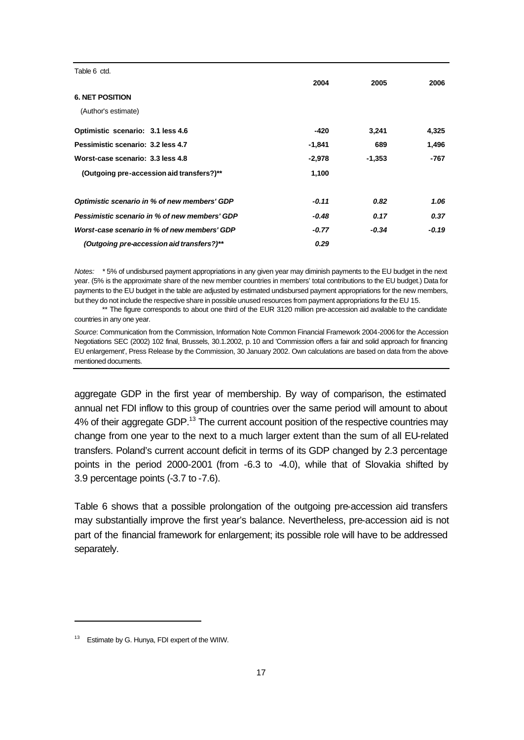Table 6 ctd.

| | 2004 | 2005 | 2006 |
|---|---|---|---|
| **6. NET POSITION** | | | |
| (Author's estimate) | | | |
| **Optimistic scenario: 3.1 less 4.6** | **-420** | **3,241** | **4,325** |
| **Pessimistic scenario: 3.2 less 4.7** | **-1,841** | **689** | **1,496** |
| **Worst-case scenario: 3.3 less 4.8** | **-2,978** | **-1,353** | **-767** |
| **(Outgoing pre-accession aid transfers?)\*\*** | **1,100** | | |
| ***Optimistic scenario in % of new members' GDP*** | ***-0.11*** | ***0.82*** | ***1.06*** |
| ***Pessimistic scenario in % of new members' GDP*** | ***-0.48*** | ***0.17*** | ***0.37*** |
| ***Worst-case scenario in % of new members' GDP*** | ***-0.77*** | ***-0.34*** | ***-0.19*** |
| ***(Outgoing pre-accession aid transfers?)\*\**** | ***0.29*** | | |

*Notes:* * 5% of undisbursed payment appropriations in any given year may diminish payments to the EU budget in the next year. (5% is the approximate share of the new member countries in members' total contributions to the EU budget.) Data for payments to the EU budget in the table are adjusted by estimated undisbursed payment appropriations for the new members, but they do not include the respective share in possible unused resources from payment appropriations for the EU 15.

** The figure corresponds to about one third of the EUR 3120 million pre-accession aid available to the candidate countries in any one year.

*Source*: Communication from the Commission, Information Note Common Financial Framework 2004-2006 for the Accession Negotiations SEC (2002) 102 final, Brussels, 30.1.2002, p. 10 and 'Commission offers a fair and solid approach for financing EU enlargement', Press Release by the Commission, 30 January 2002. Own calculations are based on data from the above-mentioned documents.

aggregate GDP in the first year of membership. By way of comparison, the estimated annual net FDI inflow to this group of countries over the same period will amount to about 4% of their aggregate GDP.[13] The current account position of the respective countries may change from one year to the next to a much larger extent than the sum of all EU-related transfers. Poland's current account deficit in terms of its GDP changed by 2.3 percentage points in the period 2000-2001 (from -6.3 to -4.0), while that of Slovakia shifted by 3.9 percentage points (-3.7 to -7.6).

Table 6 shows that a possible prolongation of the outgoing pre-accession aid transfers may substantially improve the first year's balance. Nevertheless, pre-accession aid is not part of the financial framework for enlargement; its possible role will have to be addressed separately.

[13] Estimate by G. Hunya, FDI expert of the WIIW.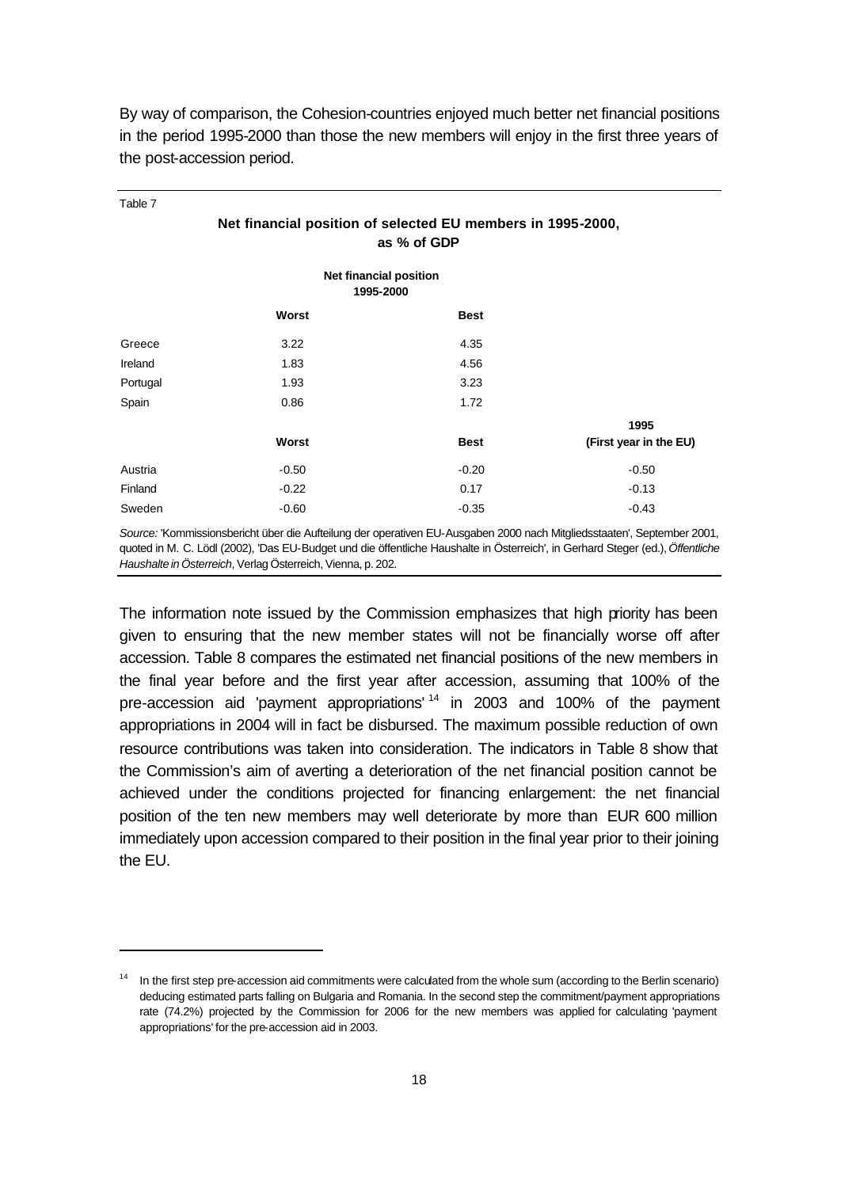By way of comparison, the Cohesion-countries enjoyed much better net financial positions in the period 1995-2000 than those the new members will enjoy in the first three years of the post-accession period.

Table 7

**Net financial position of selected EU members in 1995-2000, as % of GDP**

| | Net financial position 1995-2000 | | |
|---|---|---|---|
| | **Worst** | **Best** | |
| Greece | 3.22 | 4.35 | |
| Ireland | 1.83 | 4.56 | |
| Portugal | 1.93 | 3.23 | |
| Spain | 0.86 | 1.72 | |
| | **Worst** | **Best** | **1995 (First year in the EU)** |
| Austria | -0.50 | -0.20 | -0.50 |
| Finland | -0.22 | 0.17 | -0.13 |
| Sweden | -0.60 | -0.35 | -0.43 |

*Source:* 'Kommissionsbericht über die Aufteilung der operativen EU-Ausgaben 2000 nach Mitgliedsstaaten', September 2001, quoted in M. C. Lödl (2002), 'Das EU-Budget und die öffentliche Haushalte in Österreich', in Gerhard Steger (ed.), *Öffentliche Haushalte in Österreich*, Verlag Österreich, Vienna, p. 202.

The information note issued by the Commission emphasizes that high priority has been given to ensuring that the new member states will not be financially worse off after accession. Table 8 compares the estimated net financial positions of the new members in the final year before and the first year after accession, assuming that 100% of the pre-accession aid 'payment appropriations'[14] in 2003 and 100% of the payment appropriations in 2004 will in fact be disbursed. The maximum possible reduction of own resource contributions was taken into consideration. The indicators in Table 8 show that the Commission's aim of averting a deterioration of the net financial position cannot be achieved under the conditions projected for financing enlargement: the net financial position of the ten new members may well deteriorate by more than EUR 600 million immediately upon accession compared to their position in the final year prior to their joining the EU.

[14] In the first step pre-accession aid commitments were calculated from the whole sum (according to the Berlin scenario) deducing estimated parts falling on Bulgaria and Romania. In the second step the commitment/payment appropriations rate (74.2%) projected by the Commission for 2006 for the new members was applied for calculating 'payment appropriations' for the pre-accession aid in 2003.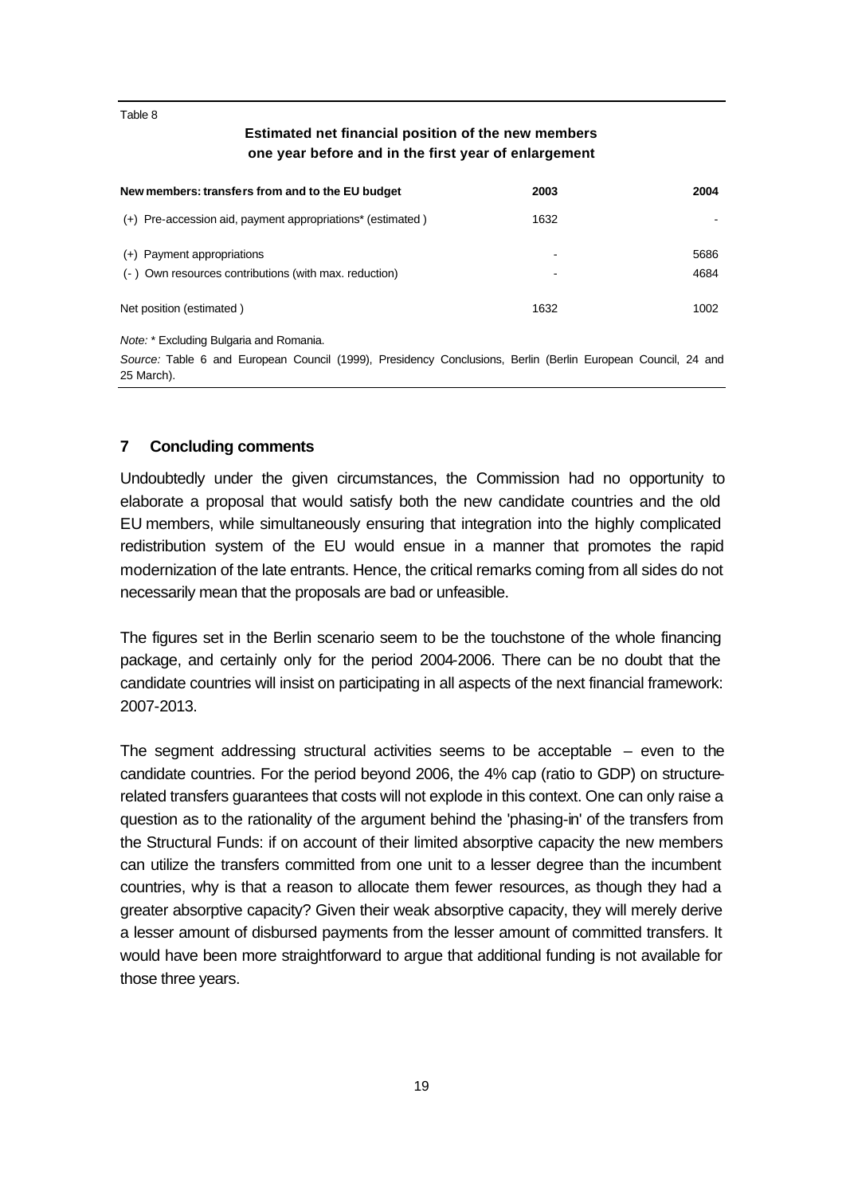Table 8

**Estimated net financial position of the new members one year before and in the first year of enlargement**

| New members: transfers from and to the EU budget | 2003 | 2004 |
|---|---|---|
| (+) Pre-accession aid, payment appropriations* (estimated ) | 1632 | - |
| (+) Payment appropriations | - | 5686 |
| (- ) Own resources contributions (with max. reduction) | - | 4684 |
| Net position (estimated ) | 1632 | 1002 |

*Note:* * Excluding Bulgaria and Romania.

*Source:* Table 6 and European Council (1999), Presidency Conclusions, Berlin (Berlin European Council, 24 and 25 March).

## 7 Concluding comments

Undoubtedly under the given circumstances, the Commission had no opportunity to elaborate a proposal that would satisfy both the new candidate countries and the old EU members, while simultaneously ensuring that integration into the highly complicated redistribution system of the EU would ensue in a manner that promotes the rapid modernization of the late entrants. Hence, the critical remarks coming from all sides do not necessarily mean that the proposals are bad or unfeasible.

The figures set in the Berlin scenario seem to be the touchstone of the whole financing package, and certainly only for the period 2004-2006. There can be no doubt that the candidate countries will insist on participating in all aspects of the next financial framework: 2007-2013.

The segment addressing structural activities seems to be acceptable – even to the candidate countries. For the period beyond 2006, the 4% cap (ratio to GDP) on structure-related transfers guarantees that costs will not explode in this context. One can only raise a question as to the rationality of the argument behind the 'phasing-in' of the transfers from the Structural Funds: if on account of their limited absorptive capacity the new members can utilize the transfers committed from one unit to a lesser degree than the incumbent countries, why is that a reason to allocate them fewer resources, as though they had a greater absorptive capacity? Given their weak absorptive capacity, they will merely derive a lesser amount of disbursed payments from the lesser amount of committed transfers. It would have been more straightforward to argue that additional funding is not available for those three years.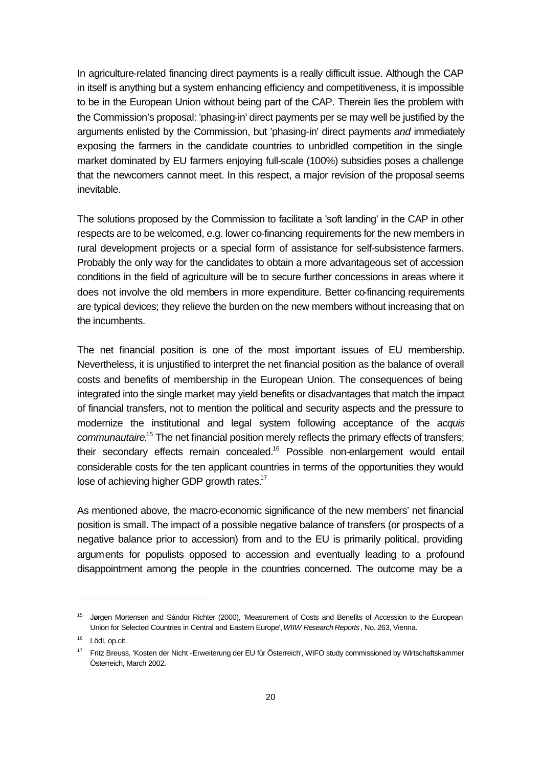In agriculture-related financing direct payments is a really difficult issue. Although the CAP in itself is anything but a system enhancing efficiency and competitiveness, it is impossible to be in the European Union without being part of the CAP. Therein lies the problem with the Commission's proposal: 'phasing-in' direct payments per se may well be justified by the arguments enlisted by the Commission, but 'phasing-in' direct payments *and* immediately exposing the farmers in the candidate countries to unbridled competition in the single market dominated by EU farmers enjoying full-scale (100%) subsidies poses a challenge that the newcomers cannot meet. In this respect, a major revision of the proposal seems inevitable.

The solutions proposed by the Commission to facilitate a 'soft landing' in the CAP in other respects are to be welcomed, e.g. lower co-financing requirements for the new members in rural development projects or a special form of assistance for self-subsistence farmers. Probably the only way for the candidates to obtain a more advantageous set of accession conditions in the field of agriculture will be to secure further concessions in areas where it does not involve the old members in more expenditure. Better co-financing requirements are typical devices; they relieve the burden on the new members without increasing that on the incumbents.

The net financial position is one of the most important issues of EU membership. Nevertheless, it is unjustified to interpret the net financial position as the balance of overall costs and benefits of membership in the European Union. The consequences of being integrated into the single market may yield benefits or disadvantages that match the impact of financial transfers, not to mention the political and security aspects and the pressure to modernize the institutional and legal system following acceptance of the *acquis communautaire*.[15] The net financial position merely reflects the primary effects of transfers; their secondary effects remain concealed.[16] Possible non-enlargement would entail considerable costs for the ten applicant countries in terms of the opportunities they would lose of achieving higher GDP growth rates.[17]

As mentioned above, the macro-economic significance of the new members' net financial position is small. The impact of a possible negative balance of transfers (or prospects of a negative balance prior to accession) from and to the EU is primarily political, providing arguments for populists opposed to accession and eventually leading to a profound disappointment among the people in the countries concerned. The outcome may be a

---

[15] Jørgen Mortensen and Sándor Richter (2000), 'Measurement of Costs and Benefits of Accession to the European Union for Selected Countries in Central and Eastern Europe', *WIIW Research Reports*, No. 263, Vienna.

[16] Lödl, op.cit.

[17] Fritz Breuss, 'Kosten der Nicht-Erweiterung der EU für Österreich', WIFO study commissioned by Wirtschaftskammer Österreich, March 2002.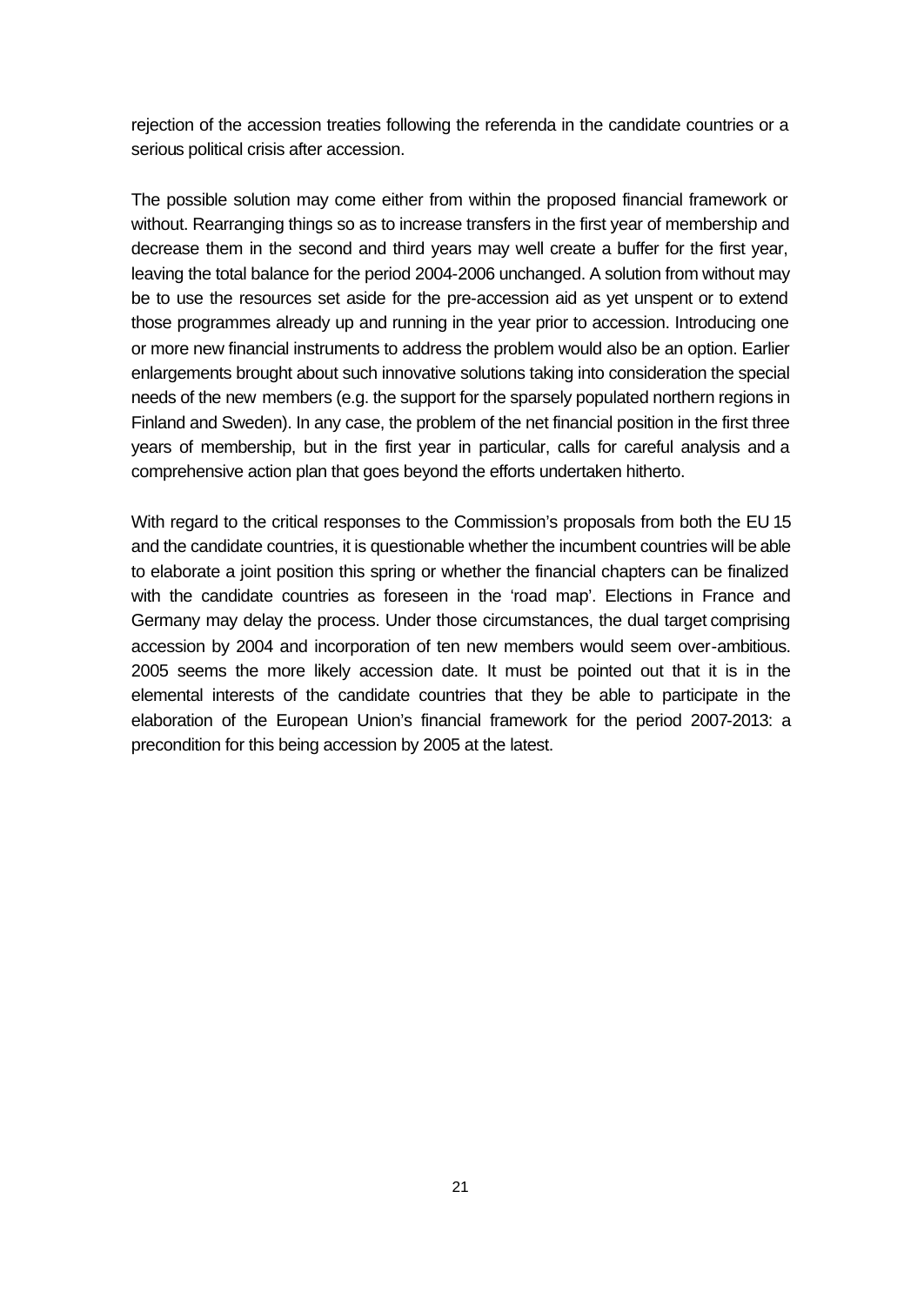rejection of the accession treaties following the referenda in the candidate countries or a serious political crisis after accession.

The possible solution may come either from within the proposed financial framework or without. Rearranging things so as to increase transfers in the first year of membership and decrease them in the second and third years may well create a buffer for the first year, leaving the total balance for the period 2004-2006 unchanged. A solution from without may be to use the resources set aside for the pre-accession aid as yet unspent or to extend those programmes already up and running in the year prior to accession. Introducing one or more new financial instruments to address the problem would also be an option. Earlier enlargements brought about such innovative solutions taking into consideration the special needs of the new members (e.g. the support for the sparsely populated northern regions in Finland and Sweden). In any case, the problem of the net financial position in the first three years of membership, but in the first year in particular, calls for careful analysis and a comprehensive action plan that goes beyond the efforts undertaken hitherto.

With regard to the critical responses to the Commission's proposals from both the EU 15 and the candidate countries, it is questionable whether the incumbent countries will be able to elaborate a joint position this spring or whether the financial chapters can be finalized with the candidate countries as foreseen in the 'road map'. Elections in France and Germany may delay the process. Under those circumstances, the dual target comprising accession by 2004 and incorporation of ten new members would seem over-ambitious. 2005 seems the more likely accession date. It must be pointed out that it is in the elemental interests of the candidate countries that they be able to participate in the elaboration of the European Union's financial framework for the period 2007-2013: a precondition for this being accession by 2005 at the latest.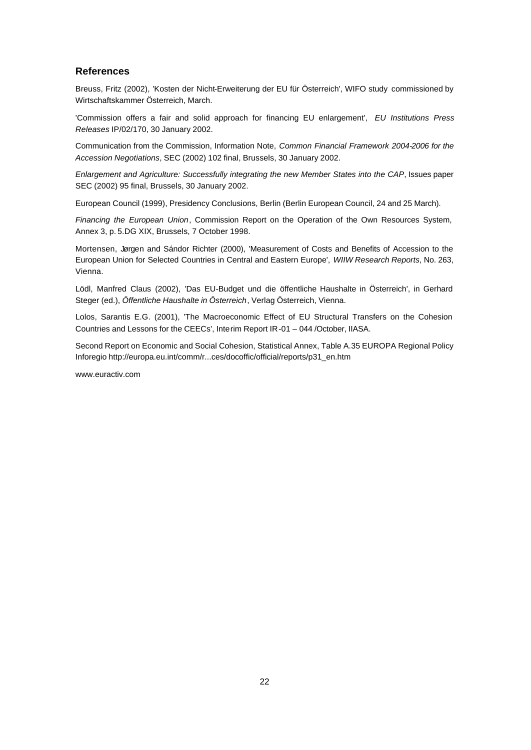## References

Breuss, Fritz (2002), 'Kosten der Nicht-Erweiterung der EU für Österreich', WIFO study commissioned by Wirtschaftskammer Österreich, March.

'Commission offers a fair and solid approach for financing EU enlargement', *EU Institutions Press Releases* IP/02/170, 30 January 2002.

Communication from the Commission, Information Note, *Common Financial Framework 2004-2006 for the Accession Negotiations*, SEC (2002) 102 final, Brussels, 30 January 2002.

*Enlargement and Agriculture: Successfully integrating the new Member States into the CAP*, Issues paper SEC (2002) 95 final, Brussels, 30 January 2002.

European Council (1999), Presidency Conclusions, Berlin (Berlin European Council, 24 and 25 March).

*Financing the European Union*, Commission Report on the Operation of the Own Resources System, Annex 3, p. 5.DG XIX, Brussels, 7 October 1998.

Mortensen, Jørgen and Sándor Richter (2000), 'Measurement of Costs and Benefits of Accession to the European Union for Selected Countries in Central and Eastern Europe', *WIIW Research Reports*, No. 263, Vienna.

Lödl, Manfred Claus (2002), 'Das EU-Budget und die öffentliche Haushalte in Österreich', in Gerhard Steger (ed.), *Öffentliche Haushalte in Österreich*, Verlag Österreich, Vienna.

Lolos, Sarantis E.G. (2001), 'The Macroeconomic Effect of EU Structural Transfers on the Cohesion Countries and Lessons for the CEECs', Interim Report IR-01 – 044 /October, IIASA.

Second Report on Economic and Social Cohesion, Statistical Annex, Table A.35 EUROPA Regional Policy Inforegio http://europa.eu.int/comm/r...ces/docoffic/official/reports/p31_en.htm

www.euractiv.com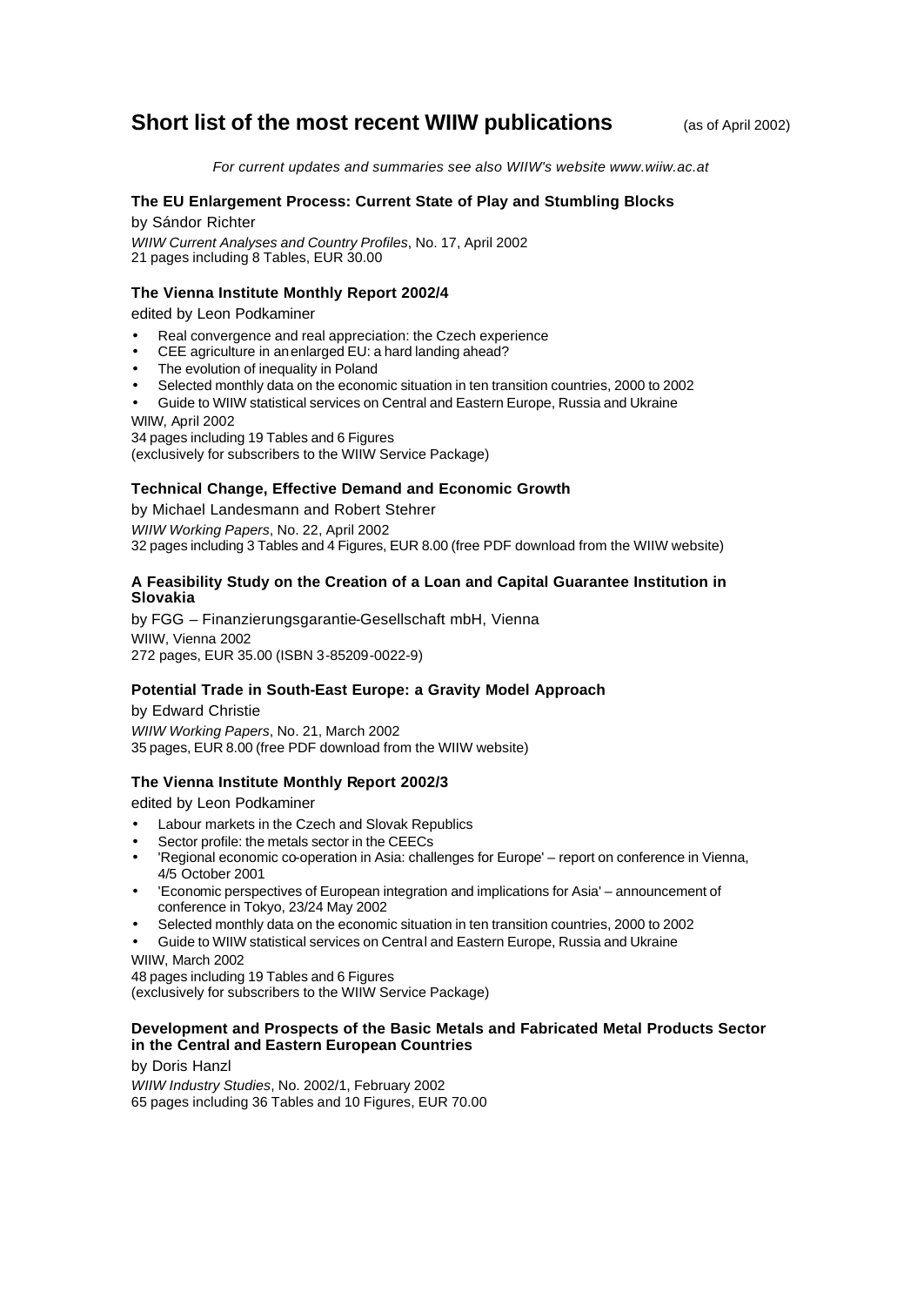# Short list of the most recent WIIW publications (as of April 2002)

*For current updates and summaries see also WIIW's website www.wiiw.ac.at*

### The EU Enlargement Process: Current State of Play and Stumbling Blocks

by Sándor Richter

*WIIW Current Analyses and Country Profiles*, No. 17, April 2002
21 pages including 8 Tables, EUR 30.00

### The Vienna Institute Monthly Report 2002/4

edited by Leon Podkaminer

- Real convergence and real appreciation: the Czech experience
- CEE agriculture in an enlarged EU: a hard landing ahead?
- The evolution of inequality in Poland
- Selected monthly data on the economic situation in ten transition countries, 2000 to 2002
- Guide to WIIW statistical services on Central and Eastern Europe, Russia and Ukraine

WIIW, April 2002
34 pages including 19 Tables and 6 Figures
(exclusively for subscribers to the WIIW Service Package)

### Technical Change, Effective Demand and Economic Growth

by Michael Landesmann and Robert Stehrer

*WIIW Working Papers*, No. 22, April 2002
32 pages including 3 Tables and 4 Figures, EUR 8.00 (free PDF download from the WIIW website)

### A Feasibility Study on the Creation of a Loan and Capital Guarantee Institution in Slovakia

by FGG – Finanzierungsgarantie-Gesellschaft mbH, Vienna
WIIW, Vienna 2002
272 pages, EUR 35.00 (ISBN 3-85209-0022-9)

### Potential Trade in South-East Europe: a Gravity Model Approach

by Edward Christie

*WIIW Working Papers*, No. 21, March 2002
35 pages, EUR 8.00 (free PDF download from the WIIW website)

### The Vienna Institute Monthly Report 2002/3

edited by Leon Podkaminer

- Labour markets in the Czech and Slovak Republics
- Sector profile: the metals sector in the CEECs
- 'Regional economic co-operation in Asia: challenges for Europe' – report on conference in Vienna, 4/5 October 2001
- 'Economic perspectives of European integration and implications for Asia' – announcement of conference in Tokyo, 23/24 May 2002
- Selected monthly data on the economic situation in ten transition countries, 2000 to 2002
- Guide to WIIW statistical services on Central and Eastern Europe, Russia and Ukraine

WIIW, March 2002
48 pages including 19 Tables and 6 Figures
(exclusively for subscribers to the WIIW Service Package)

### Development and Prospects of the Basic Metals and Fabricated Metal Products Sector in the Central and Eastern European Countries

by Doris Hanzl

*WIIW Industry Studies*, No. 2002/1, February 2002
65 pages including 36 Tables and 10 Figures, EUR 70.00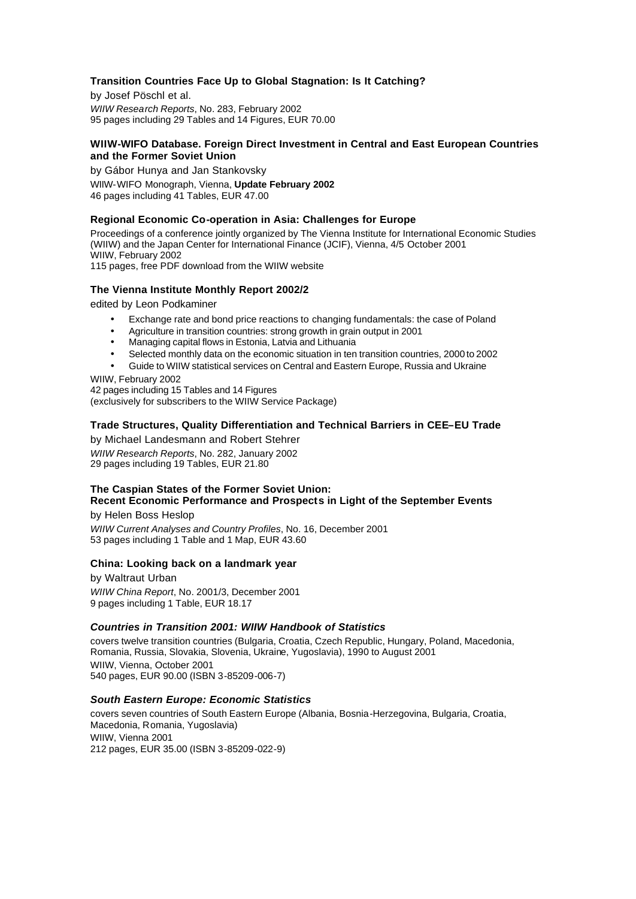**Transition Countries Face Up to Global Stagnation: Is It Catching?**

by Josef Pöschl et al.
*WIIW Research Reports*, No. 283, February 2002
95 pages including 29 Tables and 14 Figures, EUR 70.00

**WIIW-WIFO Database. Foreign Direct Investment in Central and East European Countries and the Former Soviet Union**

by Gábor Hunya and Jan Stankovsky
WIIW-WIFO Monograph, Vienna, **Update February 2002**
46 pages including 41 Tables, EUR 47.00

**Regional Economic Co-operation in Asia: Challenges for Europe**

Proceedings of a conference jointly organized by The Vienna Institute for International Economic Studies (WIIW) and the Japan Center for International Finance (JCIF), Vienna, 4/5 October 2001
WIIW, February 2002
115 pages, free PDF download from the WIIW website

**The Vienna Institute Monthly Report 2002/2**

edited by Leon Podkaminer

- Exchange rate and bond price reactions to changing fundamentals: the case of Poland
- Agriculture in transition countries: strong growth in grain output in 2001
- Managing capital flows in Estonia, Latvia and Lithuania
- Selected monthly data on the economic situation in ten transition countries, 2000 to 2002
- Guide to WIIW statistical services on Central and Eastern Europe, Russia and Ukraine

WIIW, February 2002
42 pages including 15 Tables and 14 Figures
(exclusively for subscribers to the WIIW Service Package)

**Trade Structures, Quality Differentiation and Technical Barriers in CEE–EU Trade**

by Michael Landesmann and Robert Stehrer
*WIIW Research Reports*, No. 282, January 2002
29 pages including 19 Tables, EUR 21.80

**The Caspian States of the Former Soviet Union: Recent Economic Performance and Prospects in Light of the September Events**

by Helen Boss Heslop
*WIIW Current Analyses and Country Profiles*, No. 16, December 2001
53 pages including 1 Table and 1 Map, EUR 43.60

**China: Looking back on a landmark year**

by Waltraut Urban
*WIIW China Report*, No. 2001/3, December 2001
9 pages including 1 Table, EUR 18.17

***Countries in Transition 2001: WIIW Handbook of Statistics***

covers twelve transition countries (Bulgaria, Croatia, Czech Republic, Hungary, Poland, Macedonia, Romania, Russia, Slovakia, Slovenia, Ukraine, Yugoslavia), 1990 to August 2001
WIIW, Vienna, October 2001
540 pages, EUR 90.00 (ISBN 3-85209-006-7)

***South Eastern Europe: Economic Statistics***

covers seven countries of South Eastern Europe (Albania, Bosnia-Herzegovina, Bulgaria, Croatia, Macedonia, Romania, Yugoslavia)
WIIW, Vienna 2001
212 pages, EUR 35.00 (ISBN 3-85209-022-9)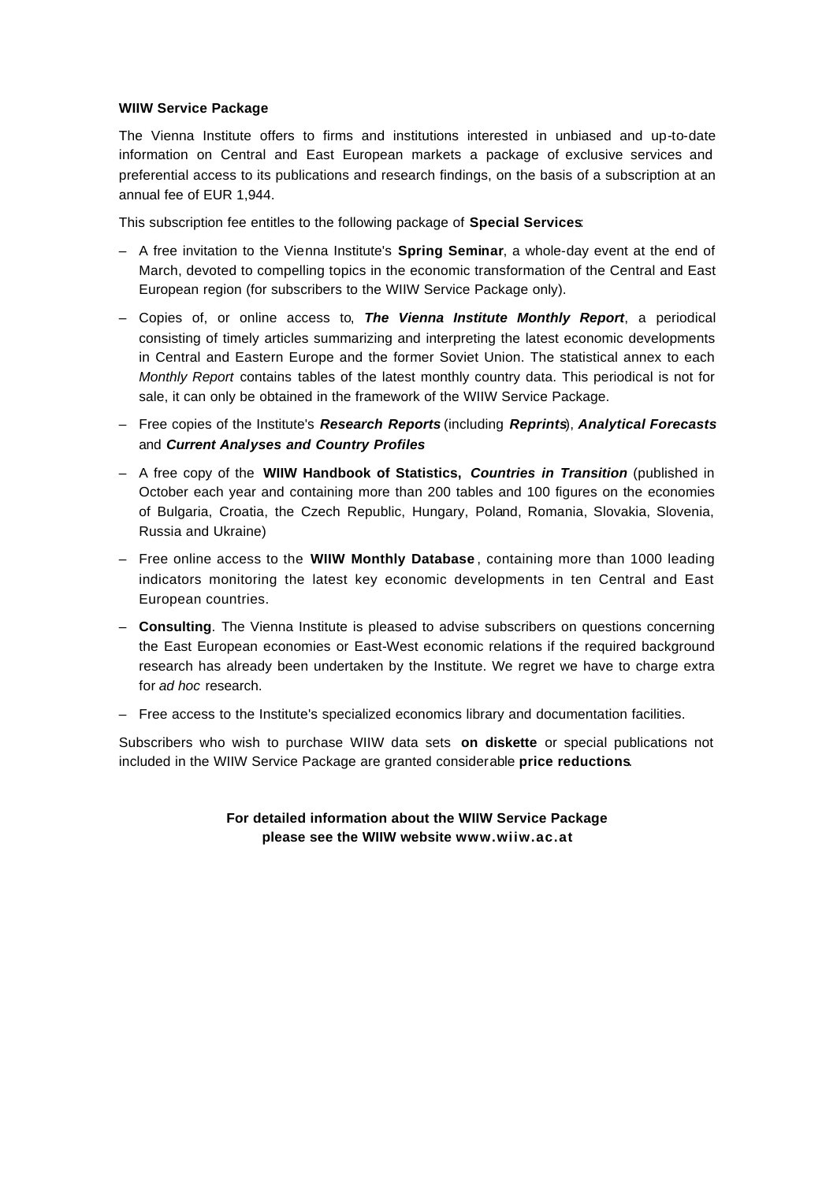**WIIW Service Package**

The Vienna Institute offers to firms and institutions interested in unbiased and up-to-date information on Central and East European markets a package of exclusive services and preferential access to its publications and research findings, on the basis of a subscription at an annual fee of EUR 1,944.

This subscription fee entitles to the following package of **Special Services**:

- A free invitation to the Vienna Institute's **Spring Seminar**, a whole-day event at the end of March, devoted to compelling topics in the economic transformation of the Central and East European region (for subscribers to the WIIW Service Package only).
- Copies of, or online access to, ***The Vienna Institute Monthly Report***, a periodical consisting of timely articles summarizing and interpreting the latest economic developments in Central and Eastern Europe and the former Soviet Union. The statistical annex to each *Monthly Report* contains tables of the latest monthly country data. This periodical is not for sale, it can only be obtained in the framework of the WIIW Service Package.
- Free copies of the Institute's ***Research Reports*** (including ***Reprints***), ***Analytical Forecasts*** and ***Current Analyses and Country Profiles***
- A free copy of the **WIIW Handbook of Statistics, *Countries in Transition*** (published in October each year and containing more than 200 tables and 100 figures on the economies of Bulgaria, Croatia, the Czech Republic, Hungary, Poland, Romania, Slovakia, Slovenia, Russia and Ukraine)
- Free online access to the **WIIW Monthly Database**, containing more than 1000 leading indicators monitoring the latest key economic developments in ten Central and East European countries.
- **Consulting**. The Vienna Institute is pleased to advise subscribers on questions concerning the East European economies or East-West economic relations if the required background research has already been undertaken by the Institute. We regret we have to charge extra for *ad hoc* research.
- Free access to the Institute's specialized economics library and documentation facilities.

Subscribers who wish to purchase WIIW data sets **on diskette** or special publications not included in the WIIW Service Package are granted considerable **price reductions**.

**For detailed information about the WIIW Service Package please see the WIIW website www.wiiw.ac.at**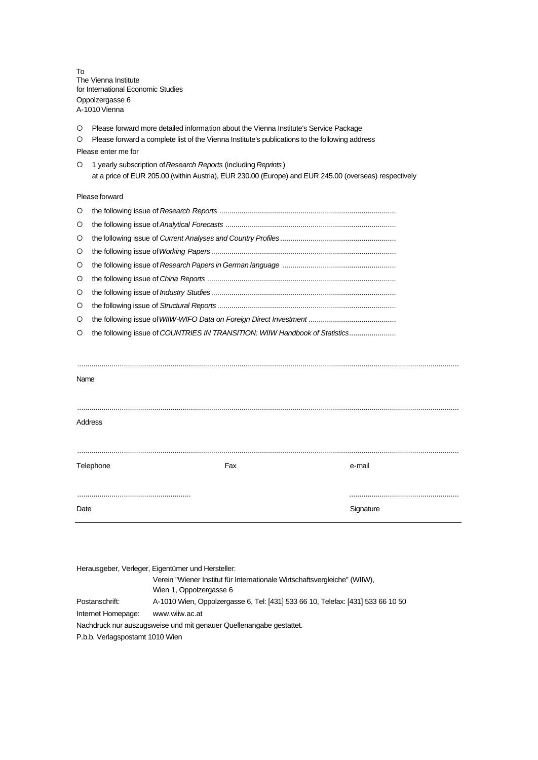To
The Vienna Institute
for International Economic Studies
Oppolzergasse 6
A-1010 Vienna

- O Please forward more detailed information about the Vienna Institute's Service Package
- O Please forward a complete list of the Vienna Institute's publications to the following address

Please enter me for

- O 1 yearly subscription of *Research Reports* (including *Reprints*)
  at a price of EUR 205.00 (within Austria), EUR 230.00 (Europe) and EUR 245.00 (overseas) respectively

Please forward

- O the following issue of *Research Reports* ......................................................................................
- O the following issue of *Analytical Forecasts* ...................................................................................
- O the following issue of *Current Analyses and Country Profiles* .........................................................
- O the following issue of *Working Papers* ..........................................................................................
- O the following issue of *Research Papers in German language* ........................................................
- O the following issue of *China Reports* .............................................................................................
- O the following issue of *Industry Studies* ...........................................................................................
- O the following issue of *Structural Reports* .......................................................................................
- O the following issue of *WIIW-WIFO Data on Foreign Direct Investment* ...........................................
- O the following issue of *COUNTRIES IN TRANSITION: WIIW Handbook of Statistics* .......................

..........................................................................................................................................................................

Name

..........................................................................................................................................................................

Address

..........................................................................................................................................................................

Telephone Fax e-mail

........................................................ ......................................................

Date Signature

---

Herausgeber, Verleger, Eigentümer und Hersteller:
Verein "Wiener Institut für Internationale Wirtschaftsvergleiche" (WIIW),
Wien 1, Oppolzergasse 6

Postanschrift: A-1010 Wien, Oppolzergasse 6, Tel: [431] 533 66 10, Telefax: [431] 533 66 10 50

Internet Homepage: www.wiiw.ac.at

Nachdruck nur auszugsweise und mit genauer Quellenangabe gestattet.

P.b.b. Verlagspostamt 1010 Wien